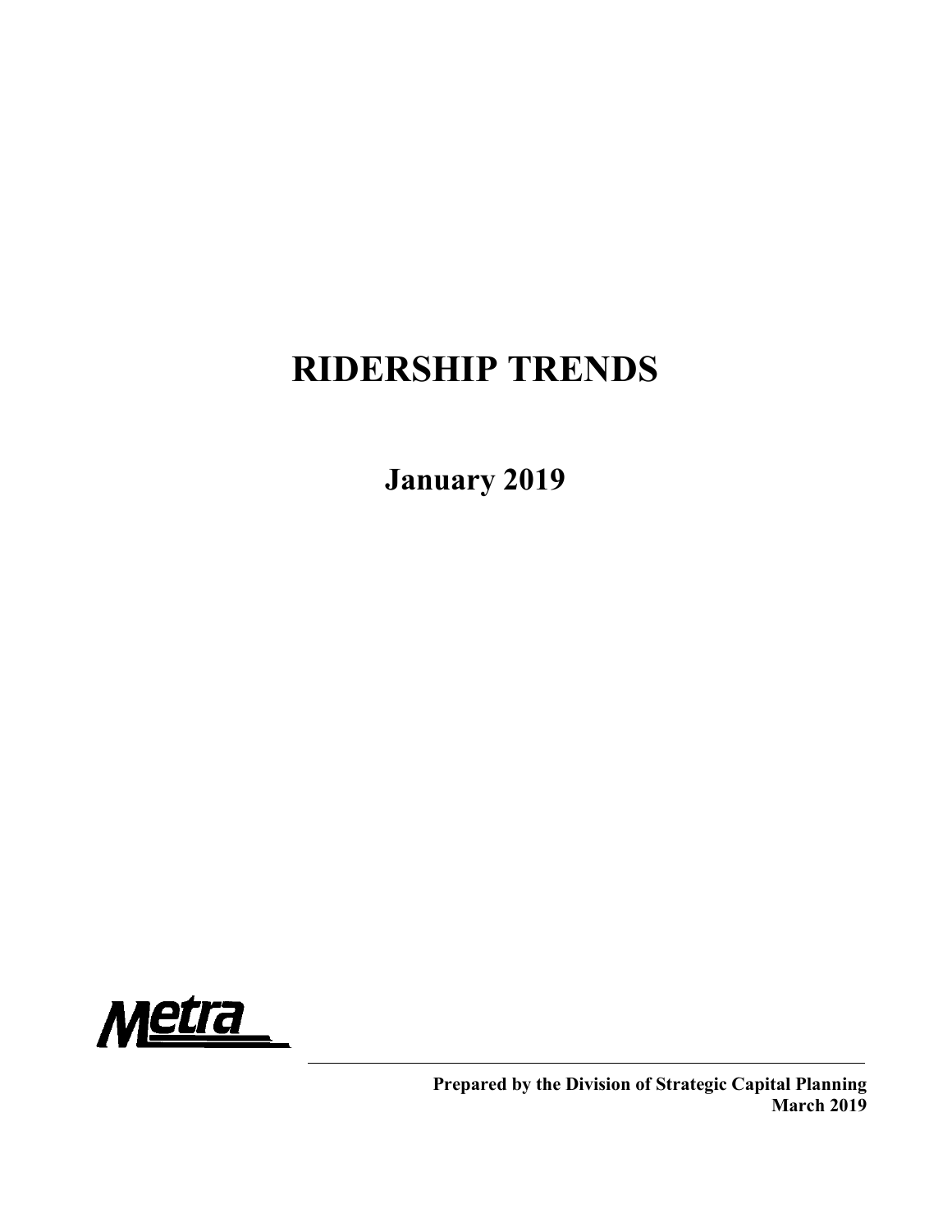# RIDERSHIP TRENDS

## January 2019

Metra

**Prepared by the Division of Strategic Capital Planning**
**March 2019**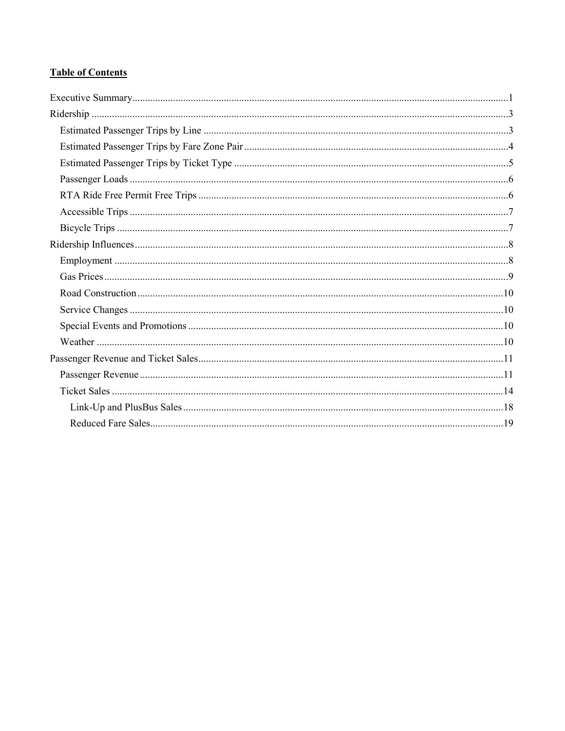**Table of Contents**

- Executive Summary .......... 1
- Ridership .......... 3
  - Estimated Passenger Trips by Line .......... 3
  - Estimated Passenger Trips by Fare Zone Pair .......... 4
  - Estimated Passenger Trips by Ticket Type .......... 5
  - Passenger Loads .......... 6
  - RTA Ride Free Permit Free Trips .......... 6
  - Accessible Trips .......... 7
  - Bicycle Trips .......... 7
- Ridership Influences .......... 8
  - Employment .......... 8
  - Gas Prices .......... 9
  - Road Construction .......... 10
  - Service Changes .......... 10
  - Special Events and Promotions .......... 10
  - Weather .......... 10
- Passenger Revenue and Ticket Sales .......... 11
  - Passenger Revenue .......... 11
  - Ticket Sales .......... 14
    - Link-Up and PlusBus Sales .......... 18
    - Reduced Fare Sales .......... 19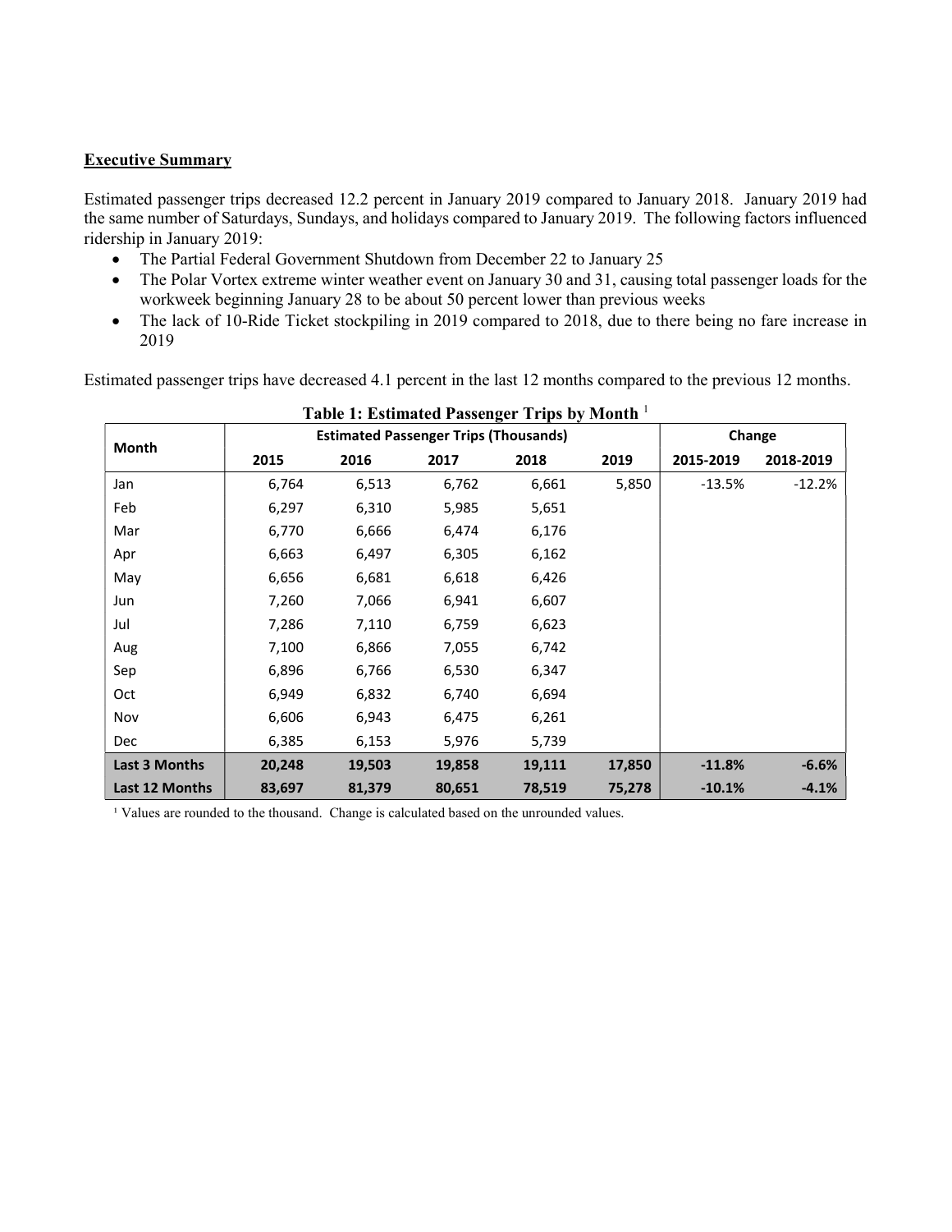## Executive Summary

Estimated passenger trips decreased 12.2 percent in January 2019 compared to January 2018. January 2019 had the same number of Saturdays, Sundays, and holidays compared to January 2019. The following factors influenced ridership in January 2019:

- The Partial Federal Government Shutdown from December 22 to January 25
- The Polar Vortex extreme winter weather event on January 30 and 31, causing total passenger loads for the workweek beginning January 28 to be about 50 percent lower than previous weeks
- The lack of 10-Ride Ticket stockpiling in 2019 compared to 2018, due to there being no fare increase in 2019

Estimated passenger trips have decreased 4.1 percent in the last 12 months compared to the previous 12 months.

**Table 1: Estimated Passenger Trips by Month** [1]

| Month | Estimated Passenger Trips (Thousands) | | | | | Change | |
|---|---|---|---|---|---|---|---|
| | 2015 | 2016 | 2017 | 2018 | 2019 | 2015-2019 | 2018-2019 |
| Jan | 6,764 | 6,513 | 6,762 | 6,661 | 5,850 | -13.5% | -12.2% |
| Feb | 6,297 | 6,310 | 5,985 | 5,651 | | | |
| Mar | 6,770 | 6,666 | 6,474 | 6,176 | | | |
| Apr | 6,663 | 6,497 | 6,305 | 6,162 | | | |
| May | 6,656 | 6,681 | 6,618 | 6,426 | | | |
| Jun | 7,260 | 7,066 | 6,941 | 6,607 | | | |
| Jul | 7,286 | 7,110 | 6,759 | 6,623 | | | |
| Aug | 7,100 | 6,866 | 7,055 | 6,742 | | | |
| Sep | 6,896 | 6,766 | 6,530 | 6,347 | | | |
| Oct | 6,949 | 6,832 | 6,740 | 6,694 | | | |
| Nov | 6,606 | 6,943 | 6,475 | 6,261 | | | |
| Dec | 6,385 | 6,153 | 5,976 | 5,739 | | | |
| **Last 3 Months** | **20,248** | **19,503** | **19,858** | **19,111** | **17,850** | **-11.8%** | **-6.6%** |
| **Last 12 Months** | **83,697** | **81,379** | **80,651** | **78,519** | **75,278** | **-10.1%** | **-4.1%** |

[1] Values are rounded to the thousand. Change is calculated based on the unrounded values.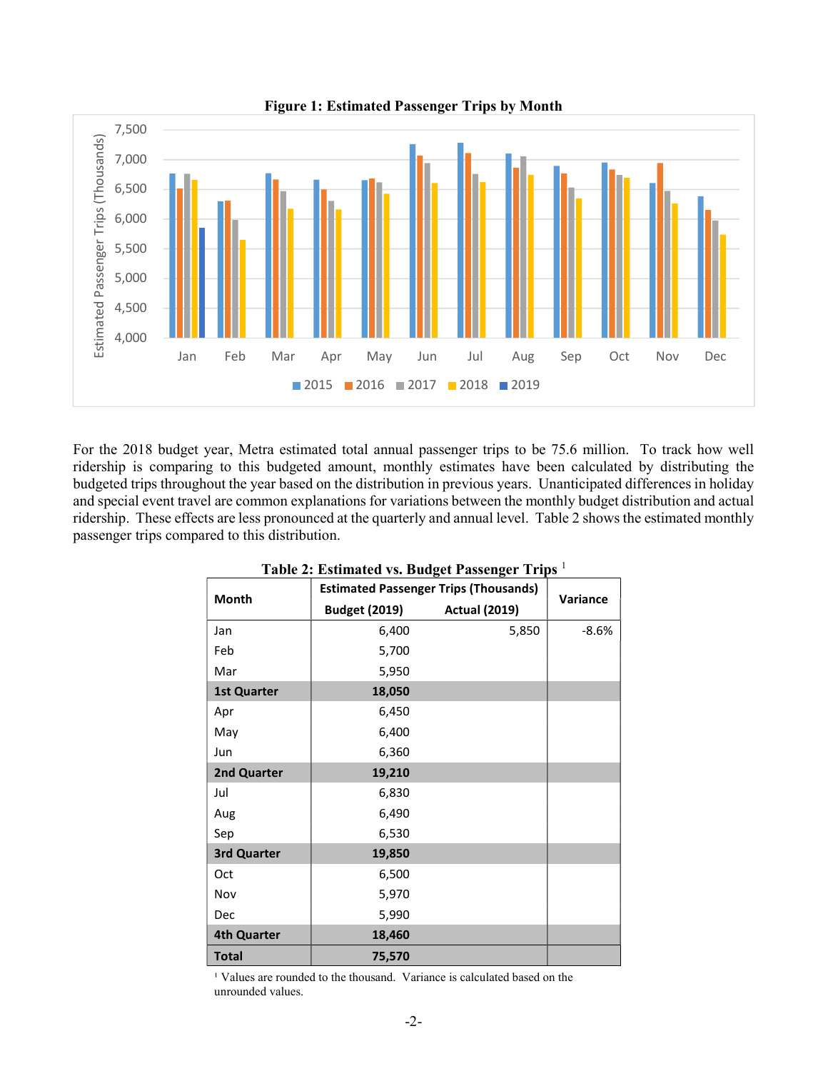**Figure 1: Estimated Passenger Trips by Month**

For the 2018 budget year, Metra estimated total annual passenger trips to be 75.6 million. To track how well ridership is comparing to this budgeted amount, monthly estimates have been calculated by distributing the budgeted trips throughout the year based on the distribution in previous years. Unanticipated differences in holiday and special event travel are common explanations for variations between the monthly budget distribution and actual ridership. These effects are less pronounced at the quarterly and annual level. Table 2 shows the estimated monthly passenger trips compared to this distribution.

**Table 2: Estimated vs. Budget Passenger Trips** [1]

| Month | Estimated Passenger Trips (Thousands) | | Variance |
|---|---|---|---|
| | Budget (2019) | Actual (2019) | |
| Jan | 6,400 | 5,850 | -8.6% |
| Feb | 5,700 | | |
| Mar | 5,950 | | |
| **1st Quarter** | **18,050** | | |
| Apr | 6,450 | | |
| May | 6,400 | | |
| Jun | 6,360 | | |
| **2nd Quarter** | **19,210** | | |
| Jul | 6,830 | | |
| Aug | 6,490 | | |
| Sep | 6,530 | | |
| **3rd Quarter** | **19,850** | | |
| Oct | 6,500 | | |
| Nov | 5,970 | | |
| Dec | 5,990 | | |
| **4th Quarter** | **18,460** | | |
| **Total** | **75,570** | | |

[1] Values are rounded to the thousand. Variance is calculated based on the unrounded values.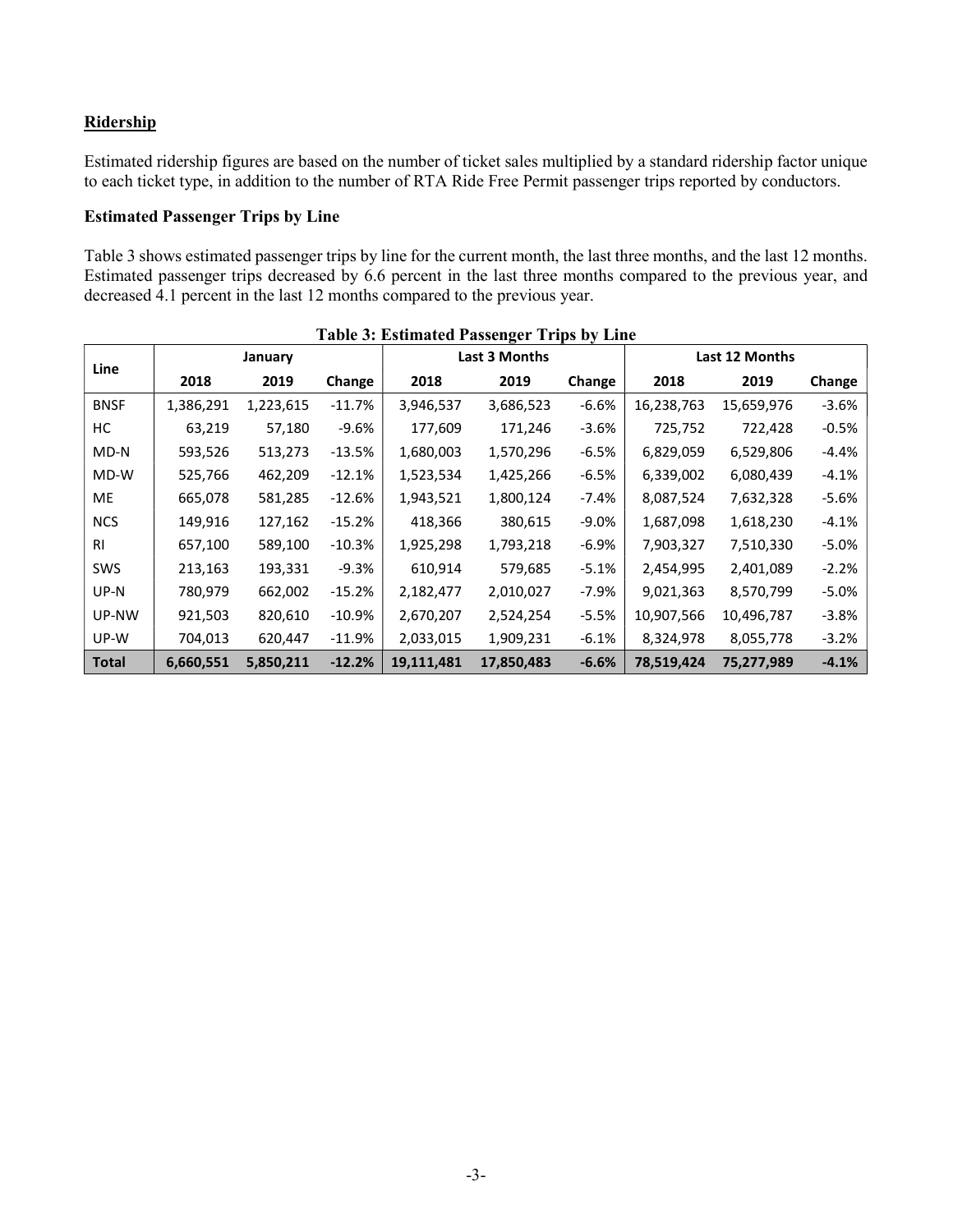## Ridership

Estimated ridership figures are based on the number of ticket sales multiplied by a standard ridership factor unique to each ticket type, in addition to the number of RTA Ride Free Permit passenger trips reported by conductors.

### Estimated Passenger Trips by Line

Table 3 shows estimated passenger trips by line for the current month, the last three months, and the last 12 months. Estimated passenger trips decreased by 6.6 percent in the last three months compared to the previous year, and decreased 4.1 percent in the last 12 months compared to the previous year.

**Table 3: Estimated Passenger Trips by Line**

| Line | January | | | Last 3 Months | | | Last 12 Months | | |
|---|---|---|---|---|---|---|---|---|---|
| | 2018 | 2019 | Change | 2018 | 2019 | Change | 2018 | 2019 | Change |
| BNSF | 1,386,291 | 1,223,615 | -11.7% | 3,946,537 | 3,686,523 | -6.6% | 16,238,763 | 15,659,976 | -3.6% |
| HC | 63,219 | 57,180 | -9.6% | 177,609 | 171,246 | -3.6% | 725,752 | 722,428 | -0.5% |
| MD-N | 593,526 | 513,273 | -13.5% | 1,680,003 | 1,570,296 | -6.5% | 6,829,059 | 6,529,806 | -4.4% |
| MD-W | 525,766 | 462,209 | -12.1% | 1,523,534 | 1,425,266 | -6.5% | 6,339,002 | 6,080,439 | -4.1% |
| ME | 665,078 | 581,285 | -12.6% | 1,943,521 | 1,800,124 | -7.4% | 8,087,524 | 7,632,328 | -5.6% |
| NCS | 149,916 | 127,162 | -15.2% | 418,366 | 380,615 | -9.0% | 1,687,098 | 1,618,230 | -4.1% |
| RI | 657,100 | 589,100 | -10.3% | 1,925,298 | 1,793,218 | -6.9% | 7,903,327 | 7,510,330 | -5.0% |
| SWS | 213,163 | 193,331 | -9.3% | 610,914 | 579,685 | -5.1% | 2,454,995 | 2,401,089 | -2.2% |
| UP-N | 780,979 | 662,002 | -15.2% | 2,182,477 | 2,010,027 | -7.9% | 9,021,363 | 8,570,799 | -5.0% |
| UP-NW | 921,503 | 820,610 | -10.9% | 2,670,207 | 2,524,254 | -5.5% | 10,907,566 | 10,496,787 | -3.8% |
| UP-W | 704,013 | 620,447 | -11.9% | 2,033,015 | 1,909,231 | -6.1% | 8,324,978 | 8,055,778 | -3.2% |
| **Total** | **6,660,551** | **5,850,211** | **-12.2%** | **19,111,481** | **17,850,483** | **-6.6%** | **78,519,424** | **75,277,989** | **-4.1%** |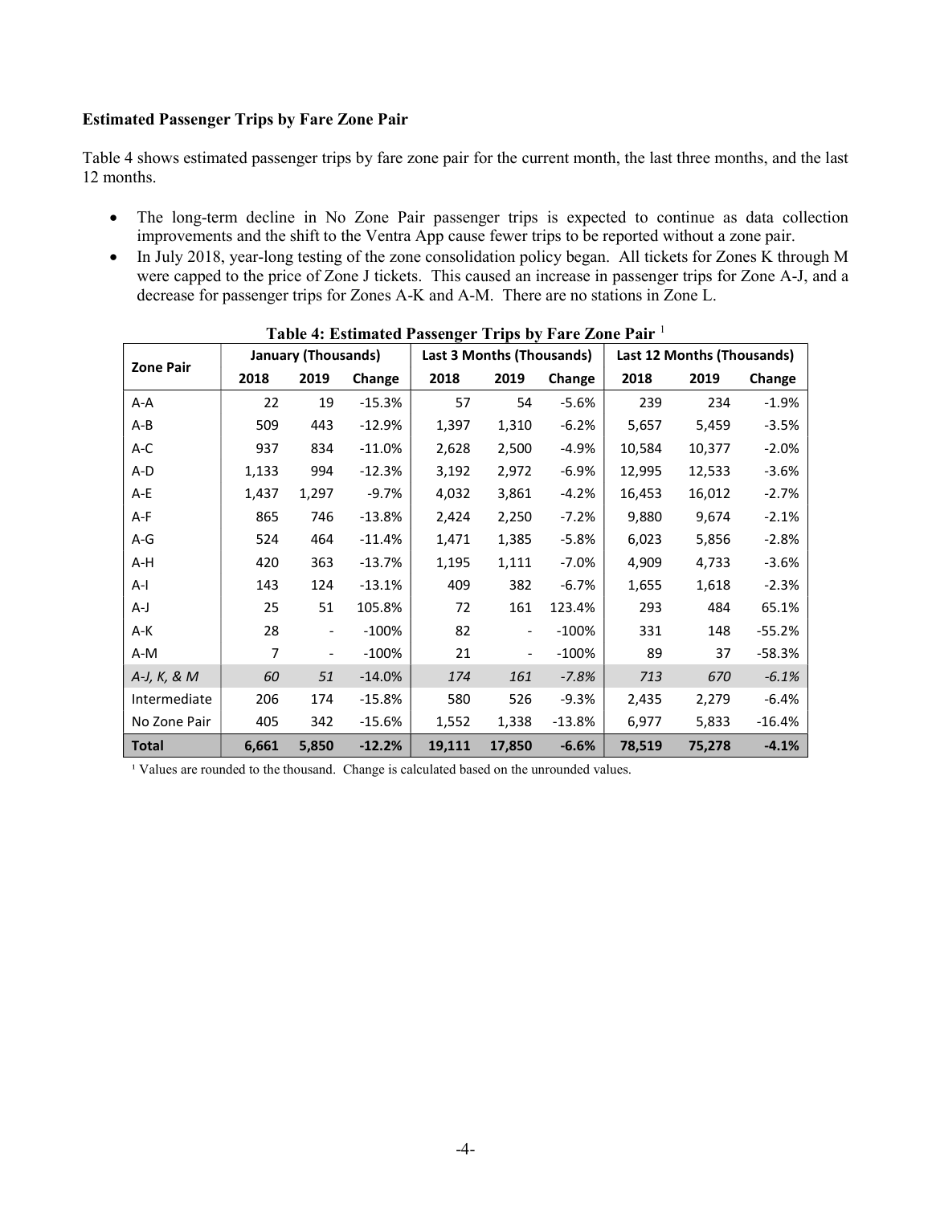### Estimated Passenger Trips by Fare Zone Pair

Table 4 shows estimated passenger trips by fare zone pair for the current month, the last three months, and the last 12 months.

- The long-term decline in No Zone Pair passenger trips is expected to continue as data collection improvements and the shift to the Ventra App cause fewer trips to be reported without a zone pair.
- In July 2018, year-long testing of the zone consolidation policy began. All tickets for Zones K through M were capped to the price of Zone J tickets. This caused an increase in passenger trips for Zone A-J, and a decrease for passenger trips for Zones A-K and A-M. There are no stations in Zone L.

**Table 4: Estimated Passenger Trips by Fare Zone Pair** [1]

| Zone Pair | January (Thousands) | | | Last 3 Months (Thousands) | | | Last 12 Months (Thousands) | | |
|---|---|---|---|---|---|---|---|---|---|
| | 2018 | 2019 | Change | 2018 | 2019 | Change | 2018 | 2019 | Change |
| A-A | 22 | 19 | -15.3% | 57 | 54 | -5.6% | 239 | 234 | -1.9% |
| A-B | 509 | 443 | -12.9% | 1,397 | 1,310 | -6.2% | 5,657 | 5,459 | -3.5% |
| A-C | 937 | 834 | -11.0% | 2,628 | 2,500 | -4.9% | 10,584 | 10,377 | -2.0% |
| A-D | 1,133 | 994 | -12.3% | 3,192 | 2,972 | -6.9% | 12,995 | 12,533 | -3.6% |
| A-E | 1,437 | 1,297 | -9.7% | 4,032 | 3,861 | -4.2% | 16,453 | 16,012 | -2.7% |
| A-F | 865 | 746 | -13.8% | 2,424 | 2,250 | -7.2% | 9,880 | 9,674 | -2.1% |
| A-G | 524 | 464 | -11.4% | 1,471 | 1,385 | -5.8% | 6,023 | 5,856 | -2.8% |
| A-H | 420 | 363 | -13.7% | 1,195 | 1,111 | -7.0% | 4,909 | 4,733 | -3.6% |
| A-I | 143 | 124 | -13.1% | 409 | 382 | -6.7% | 1,655 | 1,618 | -2.3% |
| A-J | 25 | 51 | 105.8% | 72 | 161 | 123.4% | 293 | 484 | 65.1% |
| A-K | 28 | - | -100% | 82 | - | -100% | 331 | 148 | -55.2% |
| A-M | 7 | - | -100% | 21 | - | -100% | 89 | 37 | -58.3% |
| *A-J, K, & M* | *60* | *51* | *-14.0%* | *174* | *161* | *-7.8%* | *713* | *670* | *-6.1%* |
| Intermediate | 206 | 174 | -15.8% | 580 | 526 | -9.3% | 2,435 | 2,279 | -6.4% |
| No Zone Pair | 405 | 342 | -15.6% | 1,552 | 1,338 | -13.8% | 6,977 | 5,833 | -16.4% |
| **Total** | **6,661** | **5,850** | **-12.2%** | **19,111** | **17,850** | **-6.6%** | **78,519** | **75,278** | **-4.1%** |

[1] Values are rounded to the thousand. Change is calculated based on the unrounded values.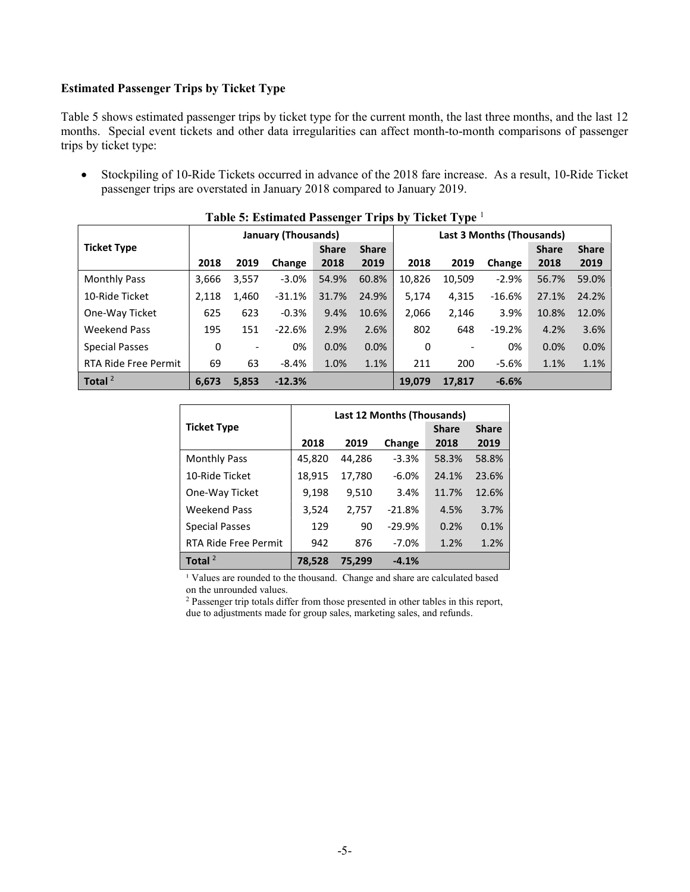### Estimated Passenger Trips by Ticket Type

Table 5 shows estimated passenger trips by ticket type for the current month, the last three months, and the last 12 months. Special event tickets and other data irregularities can affect month-to-month comparisons of passenger trips by ticket type:

- Stockpiling of 10-Ride Tickets occurred in advance of the 2018 fare increase. As a result, 10-Ride Ticket passenger trips are overstated in January 2018 compared to January 2019.

**Table 5: Estimated Passenger Trips by Ticket Type** [1]

| Ticket Type | January (Thousands) | | | | | Last 3 Months (Thousands) | | | | |
|---|---|---|---|---|---|---|---|---|---|---|
| | 2018 | 2019 | Change | Share 2018 | Share 2019 | 2018 | 2019 | Change | Share 2018 | Share 2019 |
| Monthly Pass | 3,666 | 3,557 | -3.0% | 54.9% | 60.8% | 10,826 | 10,509 | -2.9% | 56.7% | 59.0% |
| 10-Ride Ticket | 2,118 | 1,460 | -31.1% | 31.7% | 24.9% | 5,174 | 4,315 | -16.6% | 27.1% | 24.2% |
| One-Way Ticket | 625 | 623 | -0.3% | 9.4% | 10.6% | 2,066 | 2,146 | 3.9% | 10.8% | 12.0% |
| Weekend Pass | 195 | 151 | -22.6% | 2.9% | 2.6% | 802 | 648 | -19.2% | 4.2% | 3.6% |
| Special Passes | 0 | - | 0% | 0.0% | 0.0% | 0 | - | 0% | 0.0% | 0.0% |
| RTA Ride Free Permit | 69 | 63 | -8.4% | 1.0% | 1.1% | 211 | 200 | -5.6% | 1.1% | 1.1% |
| **Total** [2] | **6,673** | **5,853** | **-12.3%** | | | **19,079** | **17,817** | **-6.6%** | | |

| Ticket Type | Last 12 Months (Thousands) | | | | |
|---|---|---|---|---|---|
| | 2018 | 2019 | Change | Share 2018 | Share 2019 |
| Monthly Pass | 45,820 | 44,286 | -3.3% | 58.3% | 58.8% |
| 10-Ride Ticket | 18,915 | 17,780 | -6.0% | 24.1% | 23.6% |
| One-Way Ticket | 9,198 | 9,510 | 3.4% | 11.7% | 12.6% |
| Weekend Pass | 3,524 | 2,757 | -21.8% | 4.5% | 3.7% |
| Special Passes | 129 | 90 | -29.9% | 0.2% | 0.1% |
| RTA Ride Free Permit | 942 | 876 | -7.0% | 1.2% | 1.2% |
| **Total** [2] | **78,528** | **75,299** | **-4.1%** | | |

[1] Values are rounded to the thousand. Change and share are calculated based on the unrounded values.

[2] Passenger trip totals differ from those presented in other tables in this report, due to adjustments made for group sales, marketing sales, and refunds.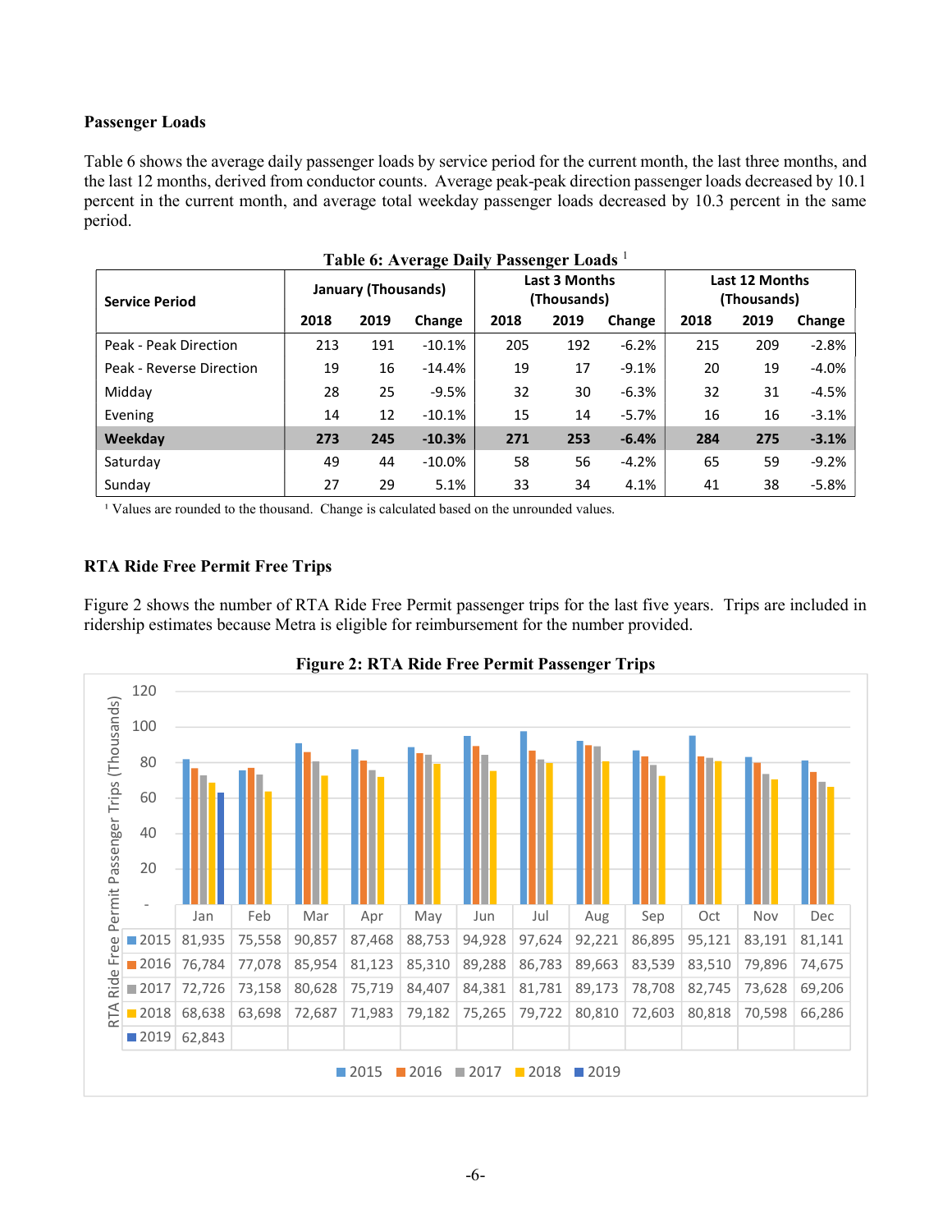### Passenger Loads

Table 6 shows the average daily passenger loads by service period for the current month, the last three months, and the last 12 months, derived from conductor counts. Average peak-peak direction passenger loads decreased by 10.1 percent in the current month, and average total weekday passenger loads decreased by 10.3 percent in the same period.

**Table 6: Average Daily Passenger Loads** [1]

| Service Period | January (Thousands) | | | Last 3 Months (Thousands) | | | Last 12 Months (Thousands) | | |
|---|---|---|---|---|---|---|---|---|---|
| | 2018 | 2019 | Change | 2018 | 2019 | Change | 2018 | 2019 | Change |
| Peak - Peak Direction | 213 | 191 | -10.1% | 205 | 192 | -6.2% | 215 | 209 | -2.8% |
| Peak - Reverse Direction | 19 | 16 | -14.4% | 19 | 17 | -9.1% | 20 | 19 | -4.0% |
| Midday | 28 | 25 | -9.5% | 32 | 30 | -6.3% | 32 | 31 | -4.5% |
| Evening | 14 | 12 | -10.1% | 15 | 14 | -5.7% | 16 | 16 | -3.1% |
| **Weekday** | **273** | **245** | **-10.3%** | **271** | **253** | **-6.4%** | **284** | **275** | **-3.1%** |
| Saturday | 49 | 44 | -10.0% | 58 | 56 | -4.2% | 65 | 59 | -9.2% |
| Sunday | 27 | 29 | 5.1% | 33 | 34 | 4.1% | 41 | 38 | -5.8% |

[1] Values are rounded to the thousand. Change is calculated based on the unrounded values.

### RTA Ride Free Permit Free Trips

Figure 2 shows the number of RTA Ride Free Permit passenger trips for the last five years. Trips are included in ridership estimates because Metra is eligible for reimbursement for the number provided.

**Figure 2: RTA Ride Free Permit Passenger Trips**

| | Jan | Feb | Mar | Apr | May | Jun | Jul | Aug | Sep | Oct | Nov | Dec |
|---|---|---|---|---|---|---|---|---|---|---|---|---|
| 2015 | 81,935 | 75,558 | 90,857 | 87,468 | 88,753 | 94,928 | 97,624 | 92,221 | 86,895 | 95,121 | 83,191 | 81,141 |
| 2016 | 76,784 | 77,078 | 85,954 | 81,123 | 85,310 | 89,288 | 86,783 | 89,663 | 83,539 | 83,510 | 79,896 | 74,675 |
| 2017 | 72,726 | 73,158 | 80,628 | 75,719 | 84,407 | 84,381 | 81,781 | 89,173 | 78,708 | 82,745 | 73,628 | 69,206 |
| 2018 | 68,638 | 63,698 | 72,687 | 71,983 | 79,182 | 75,265 | 79,722 | 80,810 | 72,603 | 80,818 | 70,598 | 66,286 |
| 2019 | 62,843 | | | | | | | | | | | |

RTA Ride Free Permit Passenger Trips (Thousands)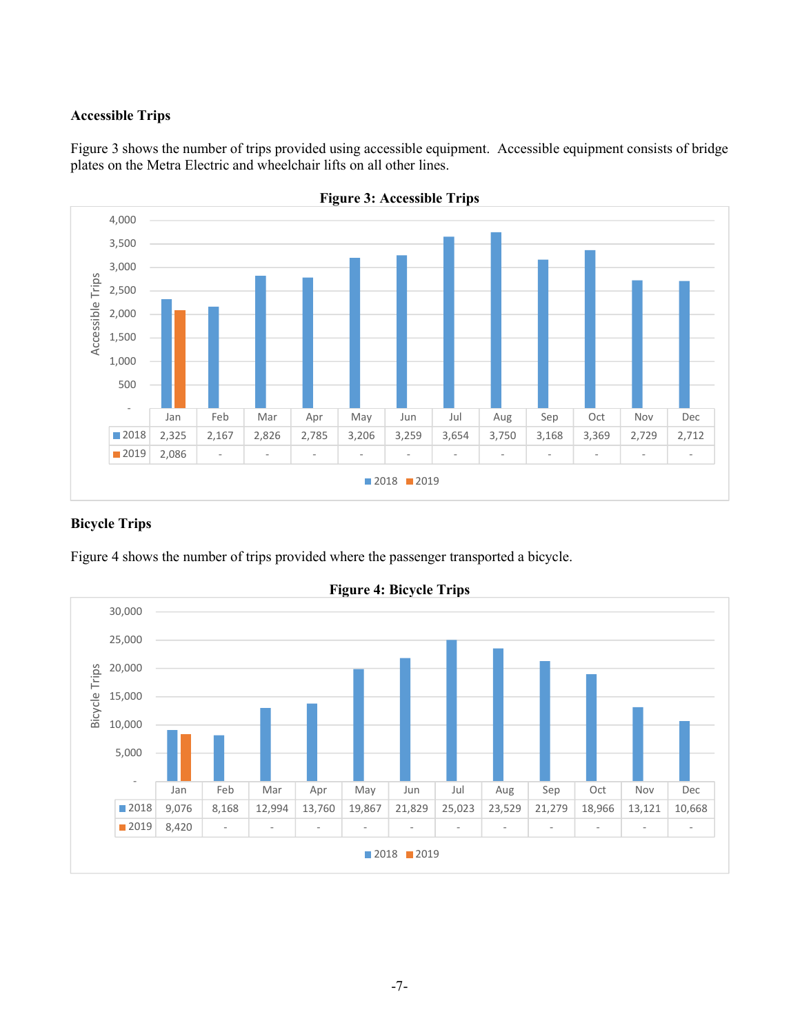**Accessible Trips**

Figure 3 shows the number of trips provided using accessible equipment. Accessible equipment consists of bridge plates on the Metra Electric and wheelchair lifts on all other lines.

**Figure 3: Accessible Trips**

| | Jan | Feb | Mar | Apr | May | Jun | Jul | Aug | Sep | Oct | Nov | Dec |
|---|---|---|---|---|---|---|---|---|---|---|---|---|
| 2018 | 2,325 | 2,167 | 2,826 | 2,785 | 3,206 | 3,259 | 3,654 | 3,750 | 3,168 | 3,369 | 2,729 | 2,712 |
| 2019 | 2,086 | - | - | - | - | - | - | - | - | - | - | - |

**Bicycle Trips**

Figure 4 shows the number of trips provided where the passenger transported a bicycle.

**Figure 4: Bicycle Trips**

| | Jan | Feb | Mar | Apr | May | Jun | Jul | Aug | Sep | Oct | Nov | Dec |
|---|---|---|---|---|---|---|---|---|---|---|---|---|
| 2018 | 9,076 | 8,168 | 12,994 | 13,760 | 19,867 | 21,829 | 25,023 | 23,529 | 21,279 | 18,966 | 13,121 | 10,668 |
| 2019 | 8,420 | - | - | - | - | - | - | - | - | - | - | - |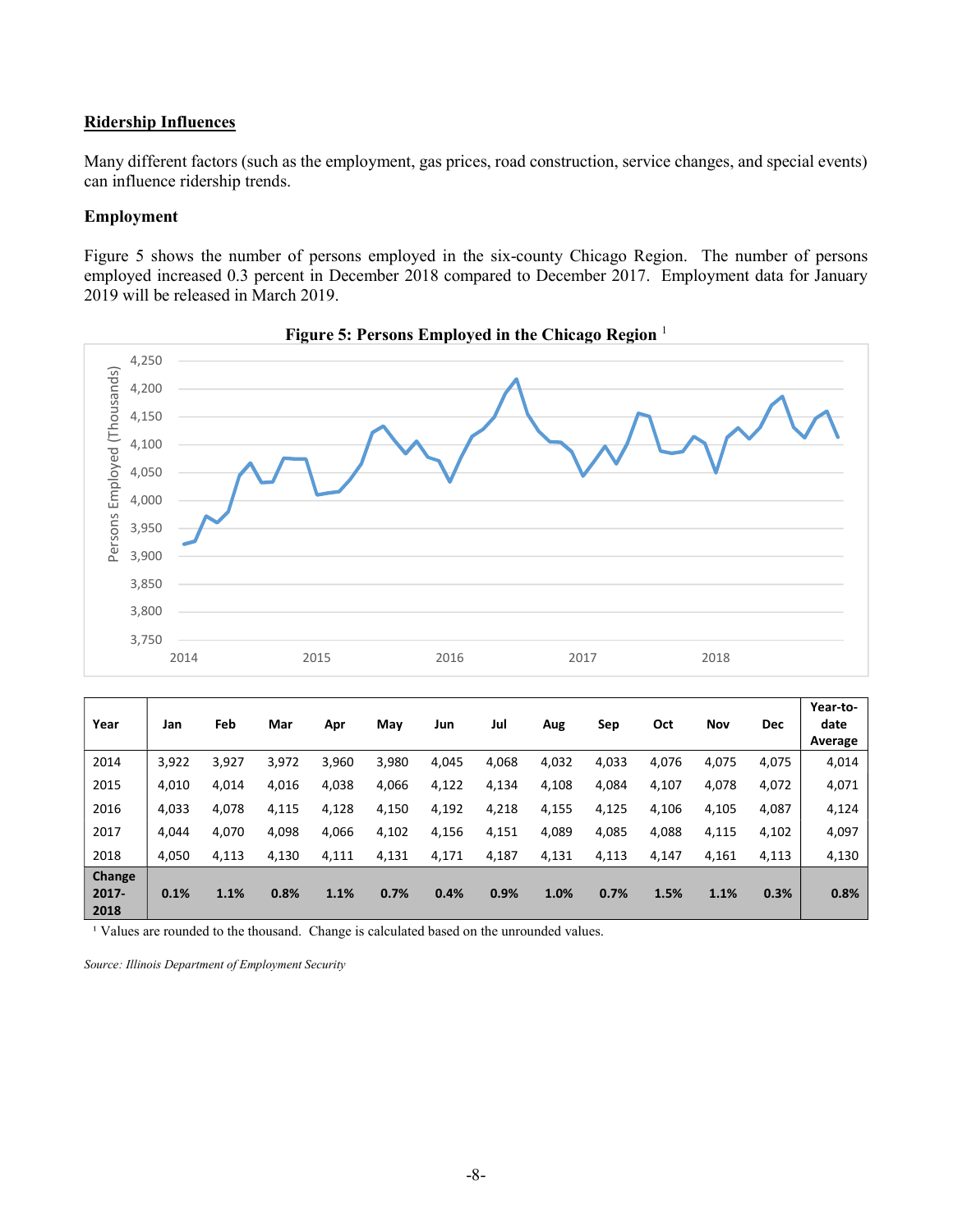## Ridership Influences

Many different factors (such as the employment, gas prices, road construction, service changes, and special events) can influence ridership trends.

### Employment

Figure 5 shows the number of persons employed in the six-county Chicago Region. The number of persons employed increased 0.3 percent in December 2018 compared to December 2017. Employment data for January 2019 will be released in March 2019.

**Figure 5: Persons Employed in the Chicago Region** [1]

| Year | Jan | Feb | Mar | Apr | May | Jun | Jul | Aug | Sep | Oct | Nov | Dec | Year-to-date Average |
|---|---|---|---|---|---|---|---|---|---|---|---|---|---|
| 2014 | 3,922 | 3,927 | 3,972 | 3,960 | 3,980 | 4,045 | 4,068 | 4,032 | 4,033 | 4,076 | 4,075 | 4,075 | 4,014 |
| 2015 | 4,010 | 4,014 | 4,016 | 4,038 | 4,066 | 4,122 | 4,134 | 4,108 | 4,084 | 4,107 | 4,078 | 4,072 | 4,071 |
| 2016 | 4,033 | 4,078 | 4,115 | 4,128 | 4,150 | 4,192 | 4,218 | 4,155 | 4,125 | 4,106 | 4,105 | 4,087 | 4,124 |
| 2017 | 4,044 | 4,070 | 4,098 | 4,066 | 4,102 | 4,156 | 4,151 | 4,089 | 4,085 | 4,088 | 4,115 | 4,102 | 4,097 |
| 2018 | 4,050 | 4,113 | 4,130 | 4,111 | 4,131 | 4,171 | 4,187 | 4,131 | 4,113 | 4,147 | 4,161 | 4,113 | 4,130 |
| **Change 2017-2018** | **0.1%** | **1.1%** | **0.8%** | **1.1%** | **0.7%** | **0.4%** | **0.9%** | **1.0%** | **0.7%** | **1.5%** | **1.1%** | **0.3%** | **0.8%** |

[1] Values are rounded to the thousand. Change is calculated based on the unrounded values.

*Source: Illinois Department of Employment Security*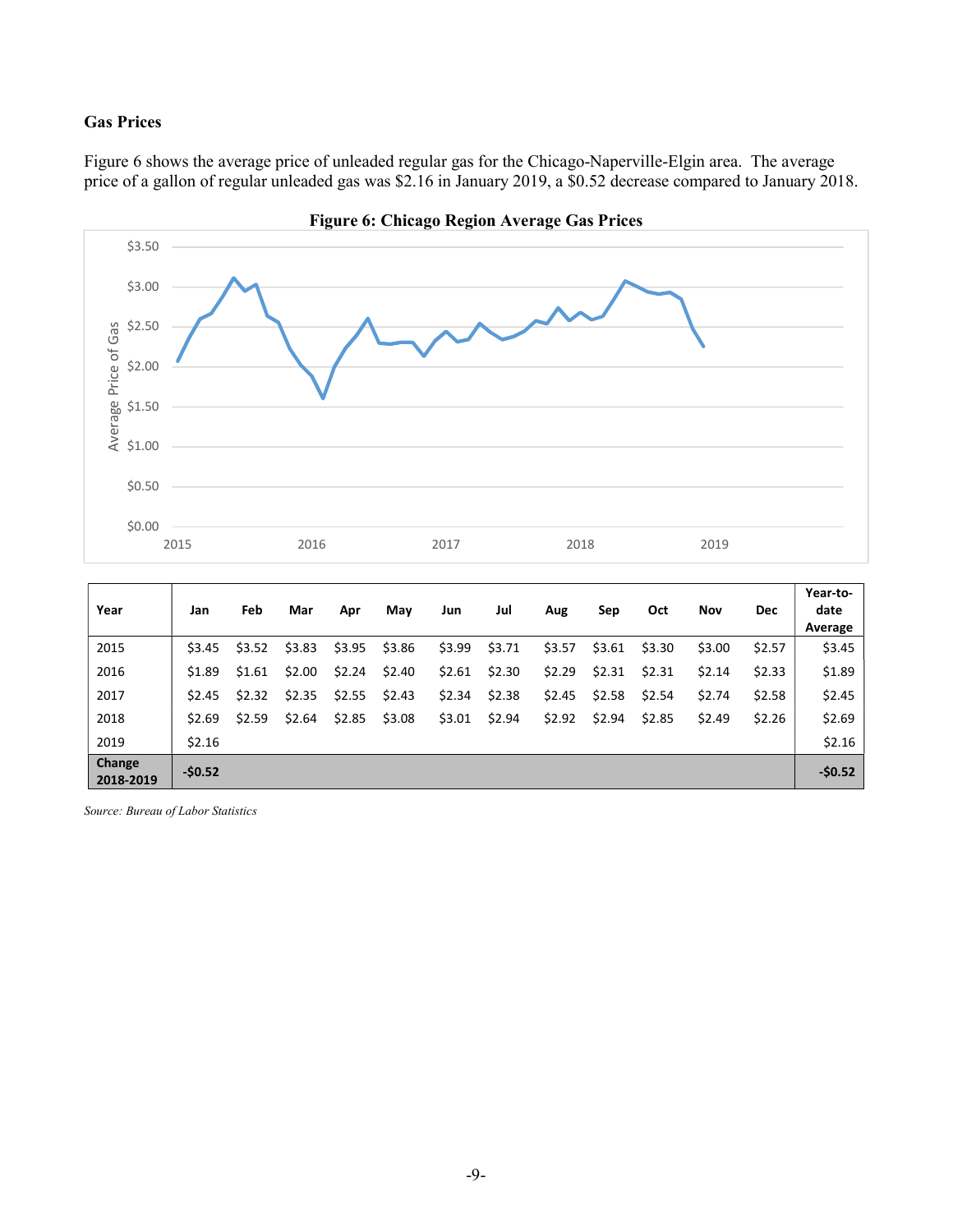### Gas Prices

Figure 6 shows the average price of unleaded regular gas for the Chicago-Naperville-Elgin area. The average price of a gallon of regular unleaded gas was $2.16 in January 2019, a $0.52 decrease compared to January 2018.

**Figure 6: Chicago Region Average Gas Prices**

| Year | Jan | Feb | Mar | Apr | May | Jun | Jul | Aug | Sep | Oct | Nov | Dec | Year-to-date Average |
|---|---|---|---|---|---|---|---|---|---|---|---|---|---|
| 2015 | $3.45 | $3.52 | $3.83 | $3.95 | $3.86 | $3.99 | $3.71 | $3.57 | $3.61 | $3.30 | $3.00 | $2.57 | $3.45 |
| 2016 | $1.89 | $1.61 | $2.00 | $2.24 | $2.40 | $2.61 | $2.30 | $2.29 | $2.31 | $2.31 | $2.14 | $2.33 | $1.89 |
| 2017 | $2.45 | $2.32 | $2.35 | $2.55 | $2.43 | $2.34 | $2.38 | $2.45 | $2.58 | $2.54 | $2.74 | $2.58 | $2.45 |
| 2018 | $2.69 | $2.59 | $2.64 | $2.85 | $3.08 | $3.01 | $2.94 | $2.92 | $2.94 | $2.85 | $2.49 | $2.26 | $2.69 |
| 2019 | $2.16 | | | | | | | | | | | | $2.16 |
| **Change 2018-2019** | **-$0.52** | | | | | | | | | | | | **-$0.52** |

*Source: Bureau of Labor Statistics*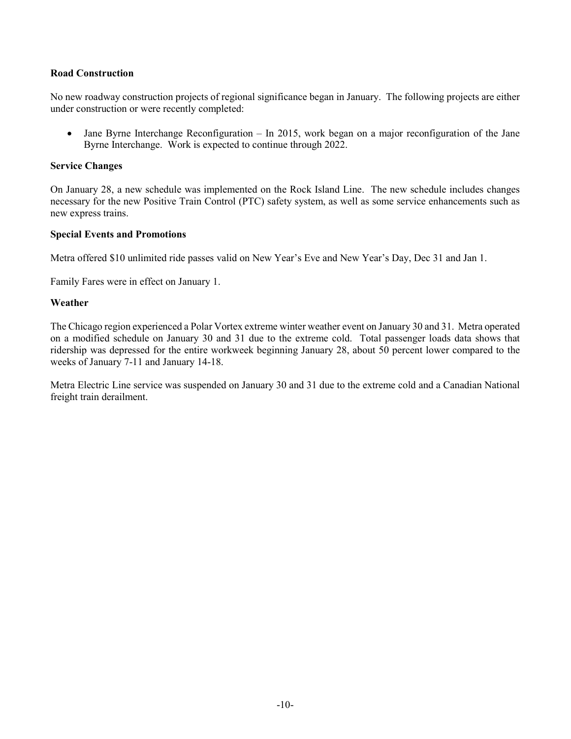**Road Construction**

No new roadway construction projects of regional significance began in January. The following projects are either under construction or were recently completed:

- Jane Byrne Interchange Reconfiguration – In 2015, work began on a major reconfiguration of the Jane Byrne Interchange. Work is expected to continue through 2022.

**Service Changes**

On January 28, a new schedule was implemented on the Rock Island Line. The new schedule includes changes necessary for the new Positive Train Control (PTC) safety system, as well as some service enhancements such as new express trains.

**Special Events and Promotions**

Metra offered $10 unlimited ride passes valid on New Year's Eve and New Year's Day, Dec 31 and Jan 1.

Family Fares were in effect on January 1.

**Weather**

The Chicago region experienced a Polar Vortex extreme winter weather event on January 30 and 31. Metra operated on a modified schedule on January 30 and 31 due to the extreme cold. Total passenger loads data shows that ridership was depressed for the entire workweek beginning January 28, about 50 percent lower compared to the weeks of January 7-11 and January 14-18.

Metra Electric Line service was suspended on January 30 and 31 due to the extreme cold and a Canadian National freight train derailment.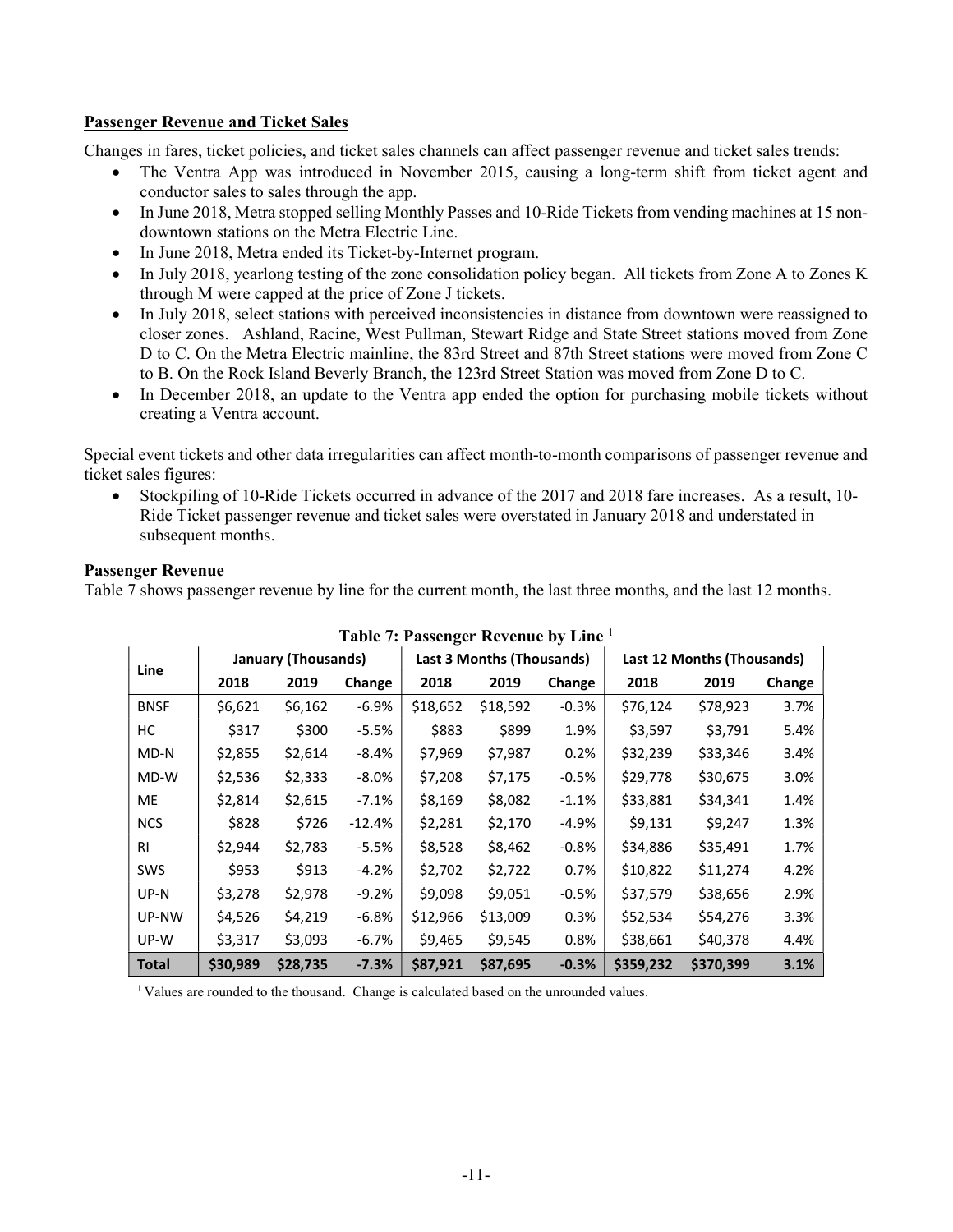## Passenger Revenue and Ticket Sales

Changes in fares, ticket policies, and ticket sales channels can affect passenger revenue and ticket sales trends:

- The Ventra App was introduced in November 2015, causing a long-term shift from ticket agent and conductor sales to sales through the app.
- In June 2018, Metra stopped selling Monthly Passes and 10-Ride Tickets from vending machines at 15 non-downtown stations on the Metra Electric Line.
- In June 2018, Metra ended its Ticket-by-Internet program.
- In July 2018, yearlong testing of the zone consolidation policy began. All tickets from Zone A to Zones K through M were capped at the price of Zone J tickets.
- In July 2018, select stations with perceived inconsistencies in distance from downtown were reassigned to closer zones. Ashland, Racine, West Pullman, Stewart Ridge and State Street stations moved from Zone D to C. On the Metra Electric mainline, the 83rd Street and 87th Street stations were moved from Zone C to B. On the Rock Island Beverly Branch, the 123rd Street Station was moved from Zone D to C.
- In December 2018, an update to the Ventra app ended the option for purchasing mobile tickets without creating a Ventra account.

Special event tickets and other data irregularities can affect month-to-month comparisons of passenger revenue and ticket sales figures:

- Stockpiling of 10-Ride Tickets occurred in advance of the 2017 and 2018 fare increases. As a result, 10-Ride Ticket passenger revenue and ticket sales were overstated in January 2018 and understated in subsequent months.

### Passenger Revenue

Table 7 shows passenger revenue by line for the current month, the last three months, and the last 12 months.

**Table 7: Passenger Revenue by Line** [1]

| Line | January (Thousands) | | | Last 3 Months (Thousands) | | | Last 12 Months (Thousands) | | |
|---|---|---|---|---|---|---|---|---|---|
| | 2018 | 2019 | Change | 2018 | 2019 | Change | 2018 | 2019 | Change |
| BNSF | $6,621 | $6,162 | -6.9% | $18,652 | $18,592 | -0.3% | $76,124 | $78,923 | 3.7% |
| HC | $317 | $300 | -5.5% | $883 | $899 | 1.9% | $3,597 | $3,791 | 5.4% |
| MD-N | $2,855 | $2,614 | -8.4% | $7,969 | $7,987 | 0.2% | $32,239 | $33,346 | 3.4% |
| MD-W | $2,536 | $2,333 | -8.0% | $7,208 | $7,175 | -0.5% | $29,778 | $30,675 | 3.0% |
| ME | $2,814 | $2,615 | -7.1% | $8,169 | $8,082 | -1.1% | $33,881 | $34,341 | 1.4% |
| NCS | $828 | $726 | -12.4% | $2,281 | $2,170 | -4.9% | $9,131 | $9,247 | 1.3% |
| RI | $2,944 | $2,783 | -5.5% | $8,528 | $8,462 | -0.8% | $34,886 | $35,491 | 1.7% |
| SWS | $953 | $913 | -4.2% | $2,702 | $2,722 | 0.7% | $10,822 | $11,274 | 4.2% |
| UP-N | $3,278 | $2,978 | -9.2% | $9,098 | $9,051 | -0.5% | $37,579 | $38,656 | 2.9% |
| UP-NW | $4,526 | $4,219 | -6.8% | $12,966 | $13,009 | 0.3% | $52,534 | $54,276 | 3.3% |
| UP-W | $3,317 | $3,093 | -6.7% | $9,465 | $9,545 | 0.8% | $38,661 | $40,378 | 4.4% |
| **Total** | **$30,989** | **$28,735** | **-7.3%** | **$87,921** | **$87,695** | **-0.3%** | **$359,232** | **$370,399** | **3.1%** |

[1] Values are rounded to the thousand. Change is calculated based on the unrounded values.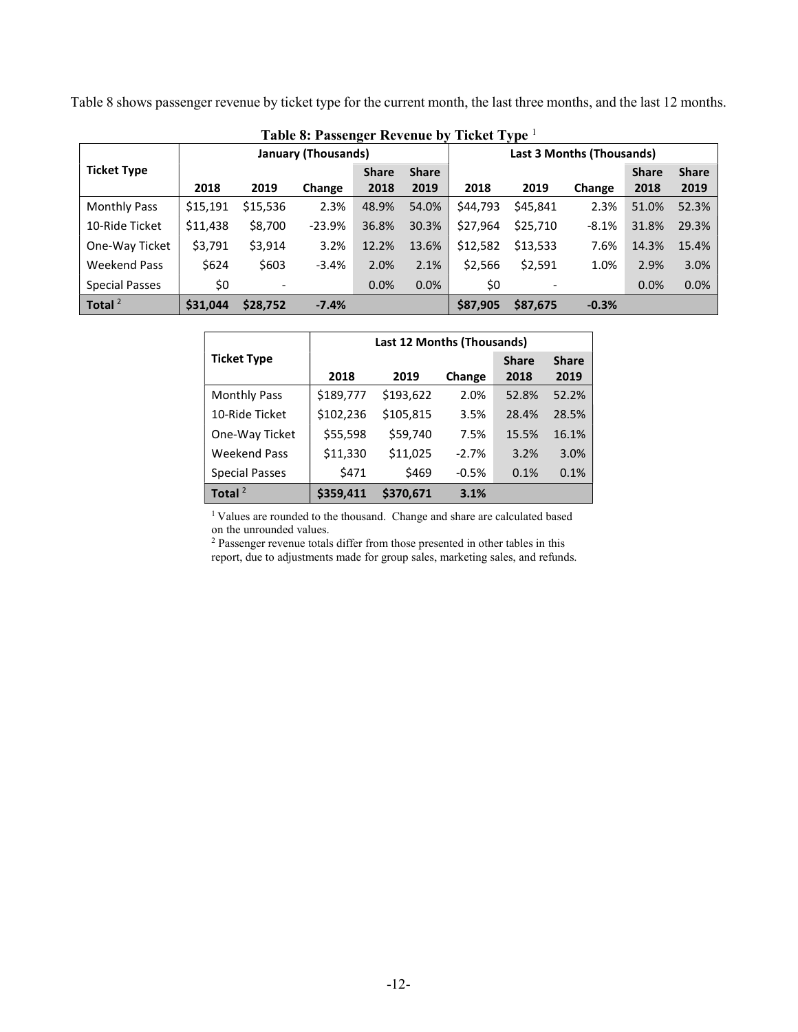Table 8 shows passenger revenue by ticket type for the current month, the last three months, and the last 12 months.

**Table 8: Passenger Revenue by Ticket Type** [1]

| Ticket Type | January (Thousands) | | | | | Last 3 Months (Thousands) | | | | |
|---|---|---|---|---|---|---|---|---|---|---|
| | 2018 | 2019 | Change | Share 2018 | Share 2019 | 2018 | 2019 | Change | Share 2018 | Share 2019 |
| Monthly Pass | $15,191 | $15,536 | 2.3% | 48.9% | 54.0% | $44,793 | $45,841 | 2.3% | 51.0% | 52.3% |
| 10-Ride Ticket | $11,438 | $8,700 | -23.9% | 36.8% | 30.3% | $27,964 | $25,710 | -8.1% | 31.8% | 29.3% |
| One-Way Ticket | $3,791 | $3,914 | 3.2% | 12.2% | 13.6% | $12,582 | $13,533 | 7.6% | 14.3% | 15.4% |
| Weekend Pass | $624 | $603 | -3.4% | 2.0% | 2.1% | $2,566 | $2,591 | 1.0% | 2.9% | 3.0% |
| Special Passes | $0 | - | | 0.0% | 0.0% | $0 | - | | 0.0% | 0.0% |
| **Total** [2] | **$31,044** | **$28,752** | **-7.4%** | | | **$87,905** | **$87,675** | **-0.3%** | | |

| Ticket Type | Last 12 Months (Thousands) | | | | |
|---|---|---|---|---|---|
| | 2018 | 2019 | Change | Share 2018 | Share 2019 |
| Monthly Pass | $189,777 | $193,622 | 2.0% | 52.8% | 52.2% |
| 10-Ride Ticket | $102,236 | $105,815 | 3.5% | 28.4% | 28.5% |
| One-Way Ticket | $55,598 | $59,740 | 7.5% | 15.5% | 16.1% |
| Weekend Pass | $11,330 | $11,025 | -2.7% | 3.2% | 3.0% |
| Special Passes | $471 | $469 | -0.5% | 0.1% | 0.1% |
| **Total** [2] | **$359,411** | **$370,671** | **3.1%** | | |

[1] Values are rounded to the thousand. Change and share are calculated based on the unrounded values.

[2] Passenger revenue totals differ from those presented in other tables in this report, due to adjustments made for group sales, marketing sales, and refunds.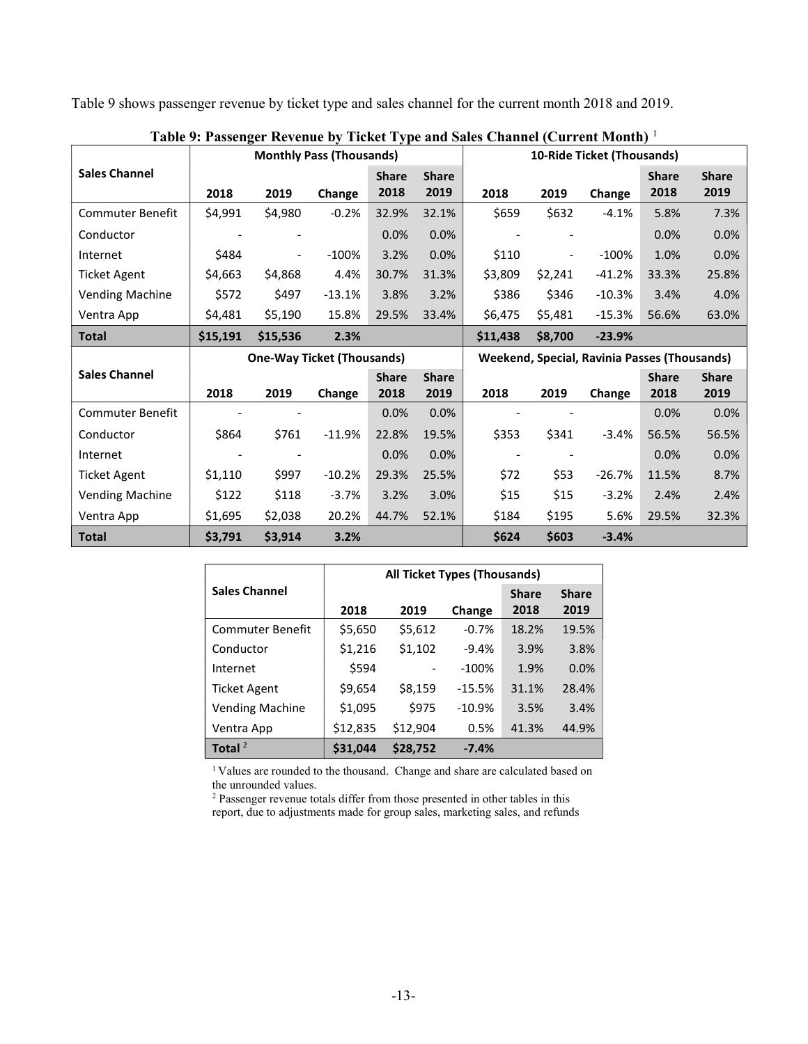Table 9 shows passenger revenue by ticket type and sales channel for the current month 2018 and 2019.

**Table 9: Passenger Revenue by Ticket Type and Sales Channel (Current Month)** [1]

| Sales Channel | Monthly Pass (Thousands) | | | | | 10-Ride Ticket (Thousands) | | | | |
|---|---|---|---|---|---|---|---|---|---|---|
| | 2018 | 2019 | Change | Share 2018 | Share 2019 | 2018 | 2019 | Change | Share 2018 | Share 2019 |
| Commuter Benefit | $4,991 | $4,980 | -0.2% | 32.9% | 32.1% | $659 | $632 | -4.1% | 5.8% | 7.3% |
| Conductor | - | - | | 0.0% | 0.0% | - | - | | 0.0% | 0.0% |
| Internet | $484 | - | -100% | 3.2% | 0.0% | $110 | - | -100% | 1.0% | 0.0% |
| Ticket Agent | $4,663 | $4,868 | 4.4% | 30.7% | 31.3% | $3,809 | $2,241 | -41.2% | 33.3% | 25.8% |
| Vending Machine | $572 | $497 | -13.1% | 3.8% | 3.2% | $386 | $346 | -10.3% | 3.4% | 4.0% |
| Ventra App | $4,481 | $5,190 | 15.8% | 29.5% | 33.4% | $6,475 | $5,481 | -15.3% | 56.6% | 63.0% |
| **Total** | **$15,191** | **$15,536** | **2.3%** | | | **$11,438** | **$8,700** | **-23.9%** | | |

| Sales Channel | One-Way Ticket (Thousands) | | | | | Weekend, Special, Ravinia Passes (Thousands) | | | | |
|---|---|---|---|---|---|---|---|---|---|---|
| | 2018 | 2019 | Change | Share 2018 | Share 2019 | 2018 | 2019 | Change | Share 2018 | Share 2019 |
| Commuter Benefit | - | - | | 0.0% | 0.0% | - | - | | 0.0% | 0.0% |
| Conductor | $864 | $761 | -11.9% | 22.8% | 19.5% | $353 | $341 | -3.4% | 56.5% | 56.5% |
| Internet | - | - | | 0.0% | 0.0% | - | - | | 0.0% | 0.0% |
| Ticket Agent | $1,110 | $997 | -10.2% | 29.3% | 25.5% | $72 | $53 | -26.7% | 11.5% | 8.7% |
| Vending Machine | $122 | $118 | -3.7% | 3.2% | 3.0% | $15 | $15 | -3.2% | 2.4% | 2.4% |
| Ventra App | $1,695 | $2,038 | 20.2% | 44.7% | 52.1% | $184 | $195 | 5.6% | 29.5% | 32.3% |
| **Total** | **$3,791** | **$3,914** | **3.2%** | | | **$624** | **$603** | **-3.4%** | | |

| Sales Channel | All Ticket Types (Thousands) | | | | |
|---|---|---|---|---|---|
| | 2018 | 2019 | Change | Share 2018 | Share 2019 |
| Commuter Benefit | $5,650 | $5,612 | -0.7% | 18.2% | 19.5% |
| Conductor | $1,216 | $1,102 | -9.4% | 3.9% | 3.8% |
| Internet | $594 | - | -100% | 1.9% | 0.0% |
| Ticket Agent | $9,654 | $8,159 | -15.5% | 31.1% | 28.4% |
| Vending Machine | $1,095 | $975 | -10.9% | 3.5% | 3.4% |
| Ventra App | $12,835 | $12,904 | 0.5% | 41.3% | 44.9% |
| **Total** [2] | **$31,044** | **$28,752** | **-7.4%** | | |

[1] Values are rounded to the thousand. Change and share are calculated based on the unrounded values.

[2] Passenger revenue totals differ from those presented in other tables in this report, due to adjustments made for group sales, marketing sales, and refunds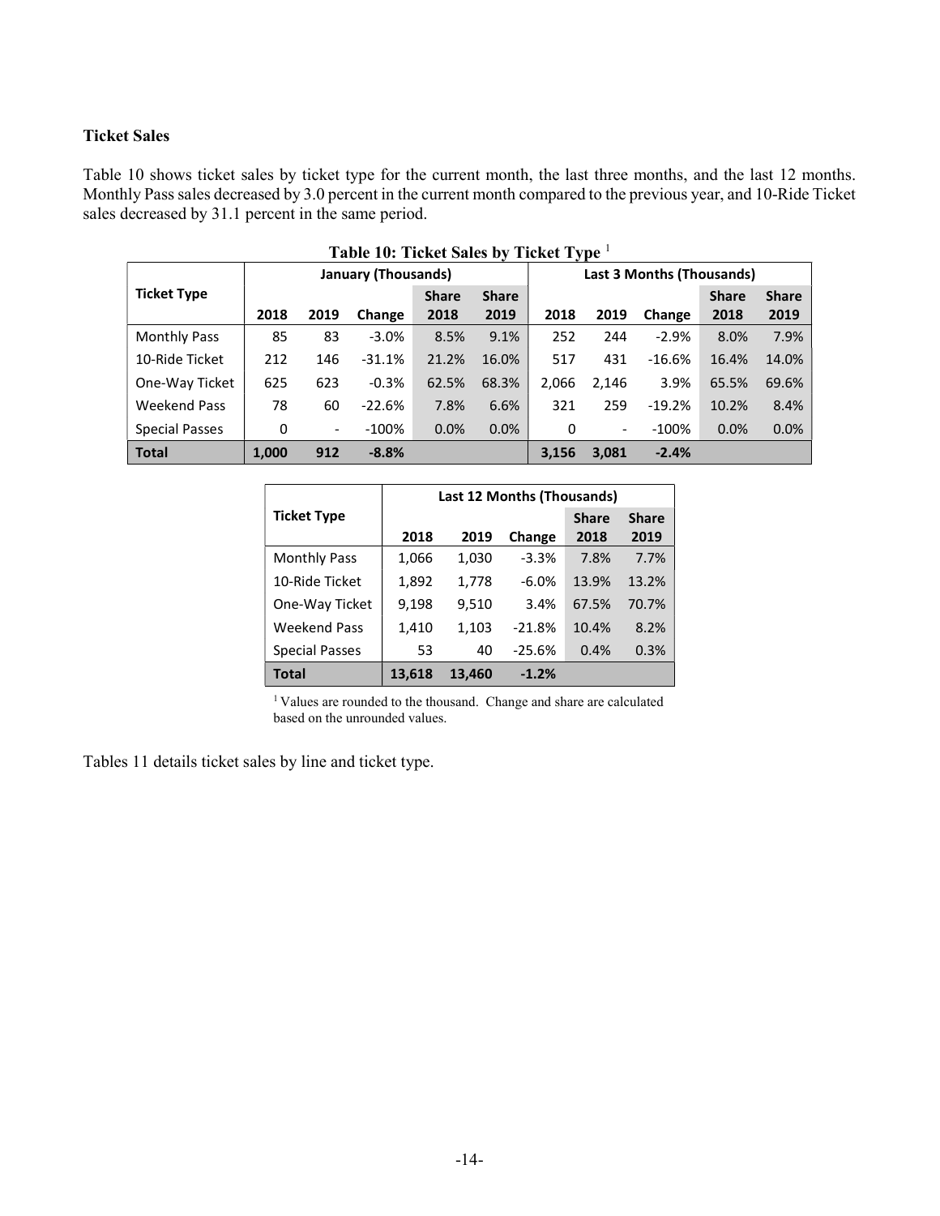### Ticket Sales

Table 10 shows ticket sales by ticket type for the current month, the last three months, and the last 12 months. Monthly Pass sales decreased by 3.0 percent in the current month compared to the previous year, and 10-Ride Ticket sales decreased by 31.1 percent in the same period.

**Table 10: Ticket Sales by Ticket Type** [1]

| Ticket Type | January (Thousands) | | | | | Last 3 Months (Thousands) | | | | |
|---|---|---|---|---|---|---|---|---|---|---|
| | 2018 | 2019 | Change | Share 2018 | Share 2019 | 2018 | 2019 | Change | Share 2018 | Share 2019 |
| Monthly Pass | 85 | 83 | -3.0% | 8.5% | 9.1% | 252 | 244 | -2.9% | 8.0% | 7.9% |
| 10-Ride Ticket | 212 | 146 | -31.1% | 21.2% | 16.0% | 517 | 431 | -16.6% | 16.4% | 14.0% |
| One-Way Ticket | 625 | 623 | -0.3% | 62.5% | 68.3% | 2,066 | 2,146 | 3.9% | 65.5% | 69.6% |
| Weekend Pass | 78 | 60 | -22.6% | 7.8% | 6.6% | 321 | 259 | -19.2% | 10.2% | 8.4% |
| Special Passes | 0 | - | -100% | 0.0% | 0.0% | 0 | - | -100% | 0.0% | 0.0% |
| **Total** | **1,000** | **912** | **-8.8%** | | | **3,156** | **3,081** | **-2.4%** | | |

| Ticket Type | Last 12 Months (Thousands) | | | | |
|---|---|---|---|---|---|
| | 2018 | 2019 | Change | Share 2018 | Share 2019 |
| Monthly Pass | 1,066 | 1,030 | -3.3% | 7.8% | 7.7% |
| 10-Ride Ticket | 1,892 | 1,778 | -6.0% | 13.9% | 13.2% |
| One-Way Ticket | 9,198 | 9,510 | 3.4% | 67.5% | 70.7% |
| Weekend Pass | 1,410 | 1,103 | -21.8% | 10.4% | 8.2% |
| Special Passes | 53 | 40 | -25.6% | 0.4% | 0.3% |
| **Total** | **13,618** | **13,460** | **-1.2%** | | |

[1] Values are rounded to the thousand. Change and share are calculated based on the unrounded values.

Tables 11 details ticket sales by line and ticket type.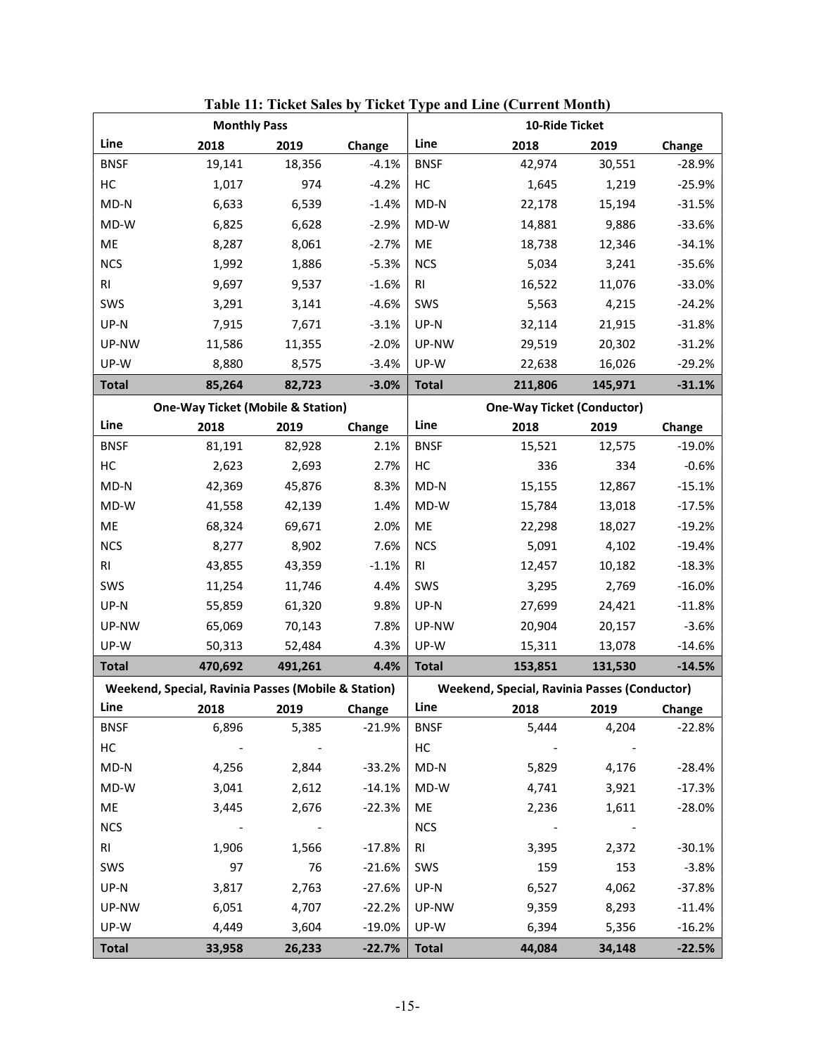**Table 11: Ticket Sales by Ticket Type and Line (Current Month)**

| Monthly Pass | | | | 10-Ride Ticket | | | |
|---|---|---|---|---|---|---|---|
| Line | 2018 | 2019 | Change | Line | 2018 | 2019 | Change |
| BNSF | 19,141 | 18,356 | -4.1% | BNSF | 42,974 | 30,551 | -28.9% |
| HC | 1,017 | 974 | -4.2% | HC | 1,645 | 1,219 | -25.9% |
| MD-N | 6,633 | 6,539 | -1.4% | MD-N | 22,178 | 15,194 | -31.5% |
| MD-W | 6,825 | 6,628 | -2.9% | MD-W | 14,881 | 9,886 | -33.6% |
| ME | 8,287 | 8,061 | -2.7% | ME | 18,738 | 12,346 | -34.1% |
| NCS | 1,992 | 1,886 | -5.3% | NCS | 5,034 | 3,241 | -35.6% |
| RI | 9,697 | 9,537 | -1.6% | RI | 16,522 | 11,076 | -33.0% |
| SWS | 3,291 | 3,141 | -4.6% | SWS | 5,563 | 4,215 | -24.2% |
| UP-N | 7,915 | 7,671 | -3.1% | UP-N | 32,114 | 21,915 | -31.8% |
| UP-NW | 11,586 | 11,355 | -2.0% | UP-NW | 29,519 | 20,302 | -31.2% |
| UP-W | 8,880 | 8,575 | -3.4% | UP-W | 22,638 | 16,026 | -29.2% |
| **Total** | **85,264** | **82,723** | **-3.0%** | **Total** | **211,806** | **145,971** | **-31.1%** |

| One-Way Ticket (Mobile & Station) | | | | One-Way Ticket (Conductor) | | | |
|---|---|---|---|---|---|---|---|
| Line | 2018 | 2019 | Change | Line | 2018 | 2019 | Change |
| BNSF | 81,191 | 82,928 | 2.1% | BNSF | 15,521 | 12,575 | -19.0% |
| HC | 2,623 | 2,693 | 2.7% | HC | 336 | 334 | -0.6% |
| MD-N | 42,369 | 45,876 | 8.3% | MD-N | 15,155 | 12,867 | -15.1% |
| MD-W | 41,558 | 42,139 | 1.4% | MD-W | 15,784 | 13,018 | -17.5% |
| ME | 68,324 | 69,671 | 2.0% | ME | 22,298 | 18,027 | -19.2% |
| NCS | 8,277 | 8,902 | 7.6% | NCS | 5,091 | 4,102 | -19.4% |
| RI | 43,855 | 43,359 | -1.1% | RI | 12,457 | 10,182 | -18.3% |
| SWS | 11,254 | 11,746 | 4.4% | SWS | 3,295 | 2,769 | -16.0% |
| UP-N | 55,859 | 61,320 | 9.8% | UP-N | 27,699 | 24,421 | -11.8% |
| UP-NW | 65,069 | 70,143 | 7.8% | UP-NW | 20,904 | 20,157 | -3.6% |
| UP-W | 50,313 | 52,484 | 4.3% | UP-W | 15,311 | 13,078 | -14.6% |
| **Total** | **470,692** | **491,261** | **4.4%** | **Total** | **153,851** | **131,530** | **-14.5%** |

| Weekend, Special, Ravinia Passes (Mobile & Station) | | | | Weekend, Special, Ravinia Passes (Conductor) | | | |
|---|---|---|---|---|---|---|---|
| Line | 2018 | 2019 | Change | Line | 2018 | 2019 | Change |
| BNSF | 6,896 | 5,385 | -21.9% | BNSF | 5,444 | 4,204 | -22.8% |
| HC | - | - | | HC | - | - | |
| MD-N | 4,256 | 2,844 | -33.2% | MD-N | 5,829 | 4,176 | -28.4% |
| MD-W | 3,041 | 2,612 | -14.1% | MD-W | 4,741 | 3,921 | -17.3% |
| ME | 3,445 | 2,676 | -22.3% | ME | 2,236 | 1,611 | -28.0% |
| NCS | - | - | | NCS | - | - | |
| RI | 1,906 | 1,566 | -17.8% | RI | 3,395 | 2,372 | -30.1% |
| SWS | 97 | 76 | -21.6% | SWS | 159 | 153 | -3.8% |
| UP-N | 3,817 | 2,763 | -27.6% | UP-N | 6,527 | 4,062 | -37.8% |
| UP-NW | 6,051 | 4,707 | -22.2% | UP-NW | 9,359 | 8,293 | -11.4% |
| UP-W | 4,449 | 3,604 | -19.0% | UP-W | 6,394 | 5,356 | -16.2% |
| **Total** | **33,958** | **26,233** | **-22.7%** | **Total** | **44,084** | **34,148** | **-22.5%** |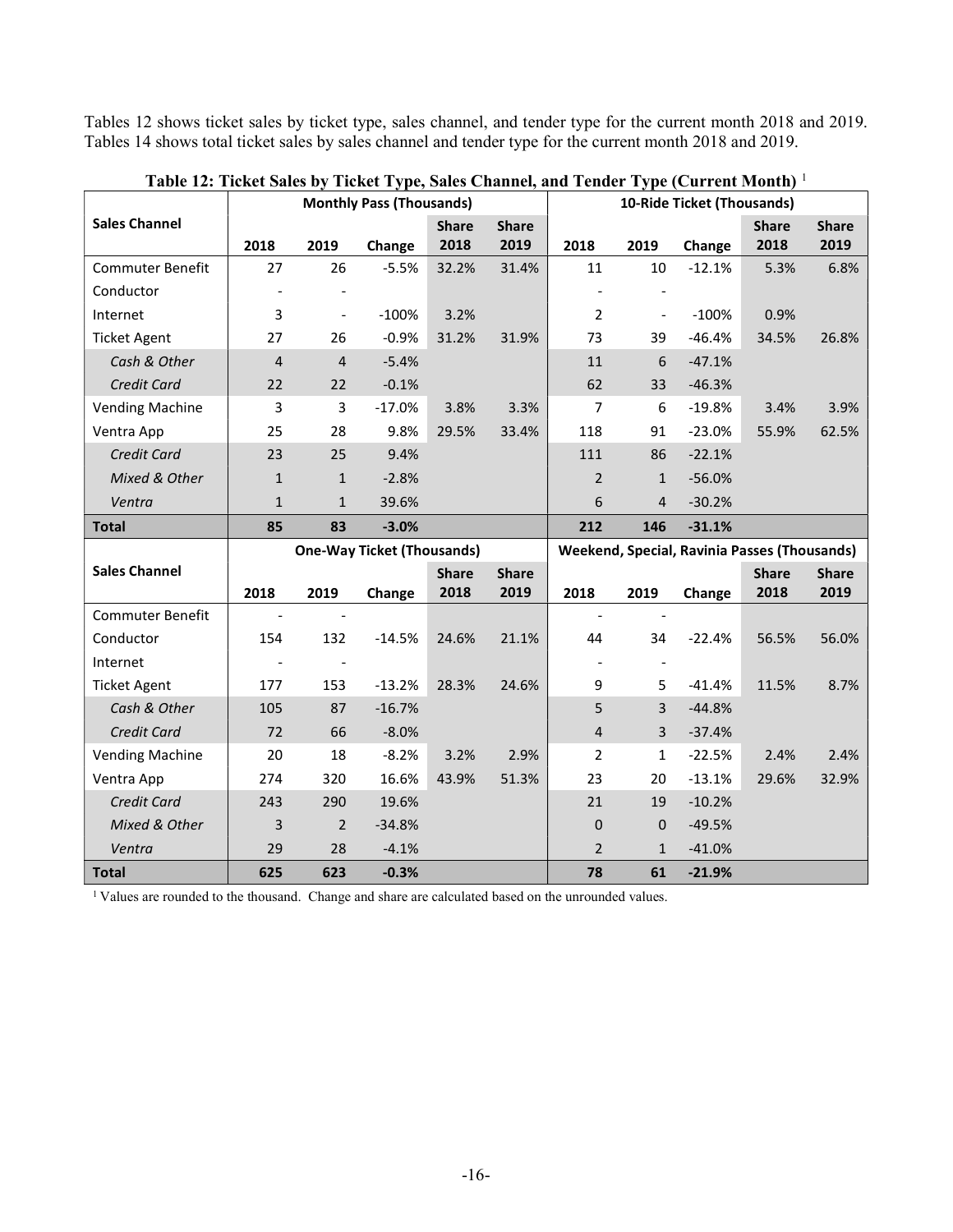Tables 12 shows ticket sales by ticket type, sales channel, and tender type for the current month 2018 and 2019. Tables 14 shows total ticket sales by sales channel and tender type for the current month 2018 and 2019.

**Table 12: Ticket Sales by Ticket Type, Sales Channel, and Tender Type (Current Month)** [1]

| Sales Channel | Monthly Pass (Thousands) | | | | | 10-Ride Ticket (Thousands) | | | | |
|---|---|---|---|---|---|---|---|---|---|---|
| | 2018 | 2019 | Change | Share 2018 | Share 2019 | 2018 | 2019 | Change | Share 2018 | Share 2019 |
| Commuter Benefit | 27 | 26 | -5.5% | 32.2% | 31.4% | 11 | 10 | -12.1% | 5.3% | 6.8% |
| Conductor | - | - | | | | - | - | | | |
| Internet | 3 | - | -100% | 3.2% | | 2 | - | -100% | 0.9% | |
| Ticket Agent | 27 | 26 | -0.9% | 31.2% | 31.9% | 73 | 39 | -46.4% | 34.5% | 26.8% |
| *Cash & Other* | 4 | 4 | -5.4% | | | 11 | 6 | -47.1% | | |
| *Credit Card* | 22 | 22 | -0.1% | | | 62 | 33 | -46.3% | | |
| Vending Machine | 3 | 3 | -17.0% | 3.8% | 3.3% | 7 | 6 | -19.8% | 3.4% | 3.9% |
| Ventra App | 25 | 28 | 9.8% | 29.5% | 33.4% | 118 | 91 | -23.0% | 55.9% | 62.5% |
| *Credit Card* | 23 | 25 | 9.4% | | | 111 | 86 | -22.1% | | |
| *Mixed & Other* | 1 | 1 | -2.8% | | | 2 | 1 | -56.0% | | |
| *Ventra* | 1 | 1 | 39.6% | | | 6 | 4 | -30.2% | | |
| **Total** | **85** | **83** | **-3.0%** | | | **212** | **146** | **-31.1%** | | |

| Sales Channel | One-Way Ticket (Thousands) | | | | | Weekend, Special, Ravinia Passes (Thousands) | | | | |
|---|---|---|---|---|---|---|---|---|---|---|
| | 2018 | 2019 | Change | Share 2018 | Share 2019 | 2018 | 2019 | Change | Share 2018 | Share 2019 |
| Commuter Benefit | - | - | | | | - | - | | | |
| Conductor | 154 | 132 | -14.5% | 24.6% | 21.1% | 44 | 34 | -22.4% | 56.5% | 56.0% |
| Internet | - | - | | | | - | - | | | |
| Ticket Agent | 177 | 153 | -13.2% | 28.3% | 24.6% | 9 | 5 | -41.4% | 11.5% | 8.7% |
| *Cash & Other* | 105 | 87 | -16.7% | | | 5 | 3 | -44.8% | | |
| *Credit Card* | 72 | 66 | -8.0% | | | 4 | 3 | -37.4% | | |
| Vending Machine | 20 | 18 | -8.2% | 3.2% | 2.9% | 2 | 1 | -22.5% | 2.4% | 2.4% |
| Ventra App | 274 | 320 | 16.6% | 43.9% | 51.3% | 23 | 20 | -13.1% | 29.6% | 32.9% |
| *Credit Card* | 243 | 290 | 19.6% | | | 21 | 19 | -10.2% | | |
| *Mixed & Other* | 3 | 2 | -34.8% | | | 0 | 0 | -49.5% | | |
| *Ventra* | 29 | 28 | -4.1% | | | 2 | 1 | -41.0% | | |
| **Total** | **625** | **623** | **-0.3%** | | | **78** | **61** | **-21.9%** | | |

[1] Values are rounded to the thousand. Change and share are calculated based on the unrounded values.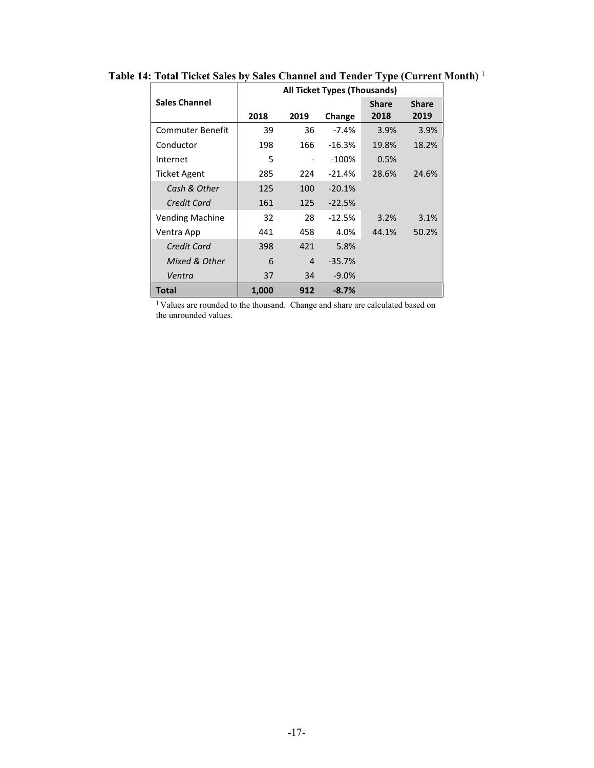**Table 14: Total Ticket Sales by Sales Channel and Tender Type (Current Month)** [1]

| Sales Channel | All Ticket Types (Thousands) | | | | |
|---|---|---|---|---|---|
| | 2018 | 2019 | Change | Share 2018 | Share 2019 |
| Commuter Benefit | 39 | 36 | -7.4% | 3.9% | 3.9% |
| Conductor | 198 | 166 | -16.3% | 19.8% | 18.2% |
| Internet | 5 | - | -100% | 0.5% | |
| Ticket Agent | 285 | 224 | -21.4% | 28.6% | 24.6% |
| *Cash & Other* | 125 | 100 | -20.1% | | |
| *Credit Card* | 161 | 125 | -22.5% | | |
| Vending Machine | 32 | 28 | -12.5% | 3.2% | 3.1% |
| Ventra App | 441 | 458 | 4.0% | 44.1% | 50.2% |
| *Credit Card* | 398 | 421 | 5.8% | | |
| *Mixed & Other* | 6 | 4 | -35.7% | | |
| *Ventra* | 37 | 34 | -9.0% | | |
| **Total** | **1,000** | **912** | **-8.7%** | | |

[1] Values are rounded to the thousand. Change and share are calculated based on the unrounded values.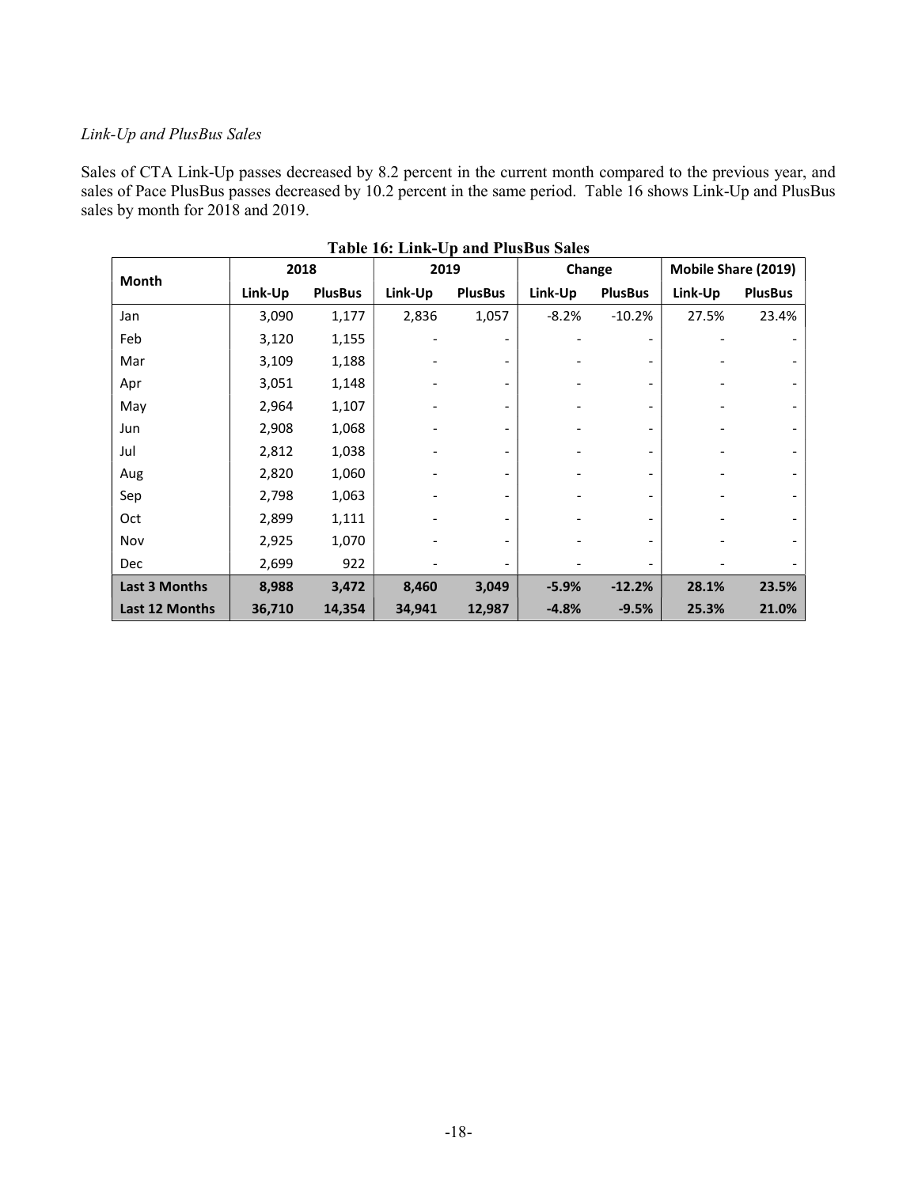*Link-Up and PlusBus Sales*

Sales of CTA Link-Up passes decreased by 8.2 percent in the current month compared to the previous year, and sales of Pace PlusBus passes decreased by 10.2 percent in the same period. Table 16 shows Link-Up and PlusBus sales by month for 2018 and 2019.

**Table 16: Link-Up and PlusBus Sales**

| Month | 2018 | | 2019 | | Change | | Mobile Share (2019) | |
|---|---|---|---|---|---|---|---|---|
| | Link-Up | PlusBus | Link-Up | PlusBus | Link-Up | PlusBus | Link-Up | PlusBus |
| Jan | 3,090 | 1,177 | 2,836 | 1,057 | -8.2% | -10.2% | 27.5% | 23.4% |
| Feb | 3,120 | 1,155 | - | - | - | - | - | - |
| Mar | 3,109 | 1,188 | - | - | - | - | - | - |
| Apr | 3,051 | 1,148 | - | - | - | - | - | - |
| May | 2,964 | 1,107 | - | - | - | - | - | - |
| Jun | 2,908 | 1,068 | - | - | - | - | - | - |
| Jul | 2,812 | 1,038 | - | - | - | - | - | - |
| Aug | 2,820 | 1,060 | - | - | - | - | - | - |
| Sep | 2,798 | 1,063 | - | - | - | - | - | - |
| Oct | 2,899 | 1,111 | - | - | - | - | - | - |
| Nov | 2,925 | 1,070 | - | - | - | - | - | - |
| Dec | 2,699 | 922 | - | - | - | - | - | - |
| **Last 3 Months** | **8,988** | **3,472** | **8,460** | **3,049** | **-5.9%** | **-12.2%** | **28.1%** | **23.5%** |
| **Last 12 Months** | **36,710** | **14,354** | **34,941** | **12,987** | **-4.8%** | **-9.5%** | **25.3%** | **21.0%** |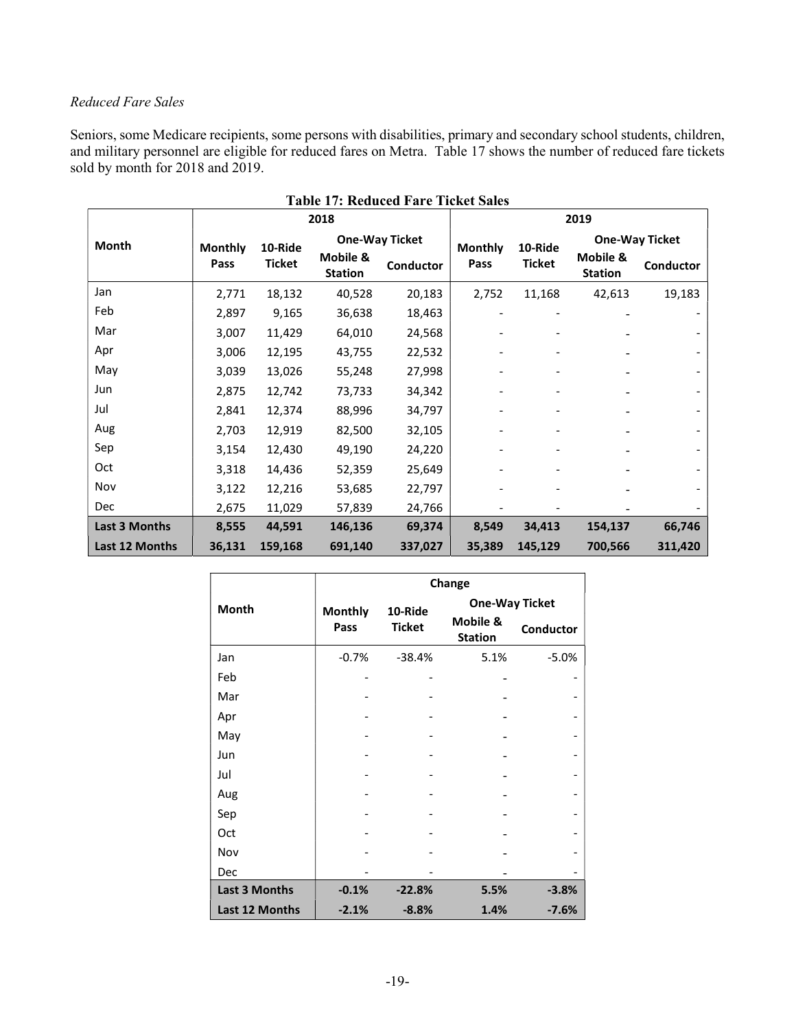*Reduced Fare Sales*

Seniors, some Medicare recipients, some persons with disabilities, primary and secondary school students, children, and military personnel are eligible for reduced fares on Metra. Table 17 shows the number of reduced fare tickets sold by month for 2018 and 2019.

**Table 17: Reduced Fare Ticket Sales**

| Month | 2018 | | | | 2019 | | | |
|---|---|---|---|---|---|---|---|---|
| | Monthly Pass | 10-Ride Ticket | One-Way Ticket | | Monthly Pass | 10-Ride Ticket | One-Way Ticket | |
| | | | Mobile & Station | Conductor | | | Mobile & Station | Conductor |
| Jan | 2,771 | 18,132 | 40,528 | 20,183 | 2,752 | 11,168 | 42,613 | 19,183 |
| Feb | 2,897 | 9,165 | 36,638 | 18,463 | - | - | - | - |
| Mar | 3,007 | 11,429 | 64,010 | 24,568 | - | - | - | - |
| Apr | 3,006 | 12,195 | 43,755 | 22,532 | - | - | - | - |
| May | 3,039 | 13,026 | 55,248 | 27,998 | - | - | - | - |
| Jun | 2,875 | 12,742 | 73,733 | 34,342 | - | - | - | - |
| Jul | 2,841 | 12,374 | 88,996 | 34,797 | - | - | - | - |
| Aug | 2,703 | 12,919 | 82,500 | 32,105 | - | - | - | - |
| Sep | 3,154 | 12,430 | 49,190 | 24,220 | - | - | - | - |
| Oct | 3,318 | 14,436 | 52,359 | 25,649 | - | - | - | - |
| Nov | 3,122 | 12,216 | 53,685 | 22,797 | - | - | - | - |
| Dec | 2,675 | 11,029 | 57,839 | 24,766 | - | - | - | - |
| **Last 3 Months** | **8,555** | **44,591** | **146,136** | **69,374** | **8,549** | **34,413** | **154,137** | **66,746** |
| **Last 12 Months** | **36,131** | **159,168** | **691,140** | **337,027** | **35,389** | **145,129** | **700,566** | **311,420** |

| Month | Change | | | |
|---|---|---|---|---|
| | Monthly Pass | 10-Ride Ticket | One-Way Ticket | |
| | | | Mobile & Station | Conductor |
| Jan | -0.7% | -38.4% | 5.1% | -5.0% |
| Feb | - | - | - | - |
| Mar | - | - | - | - |
| Apr | - | - | - | - |
| May | - | - | - | - |
| Jun | - | - | - | - |
| Jul | - | - | - | - |
| Aug | - | - | - | - |
| Sep | - | - | - | - |
| Oct | - | - | - | - |
| Nov | - | - | - | - |
| Dec | - | - | - | - |
| **Last 3 Months** | **-0.1%** | **-22.8%** | **5.5%** | **-3.8%** |
| **Last 12 Months** | **-2.1%** | **-8.8%** | **1.4%** | **-7.6%** |